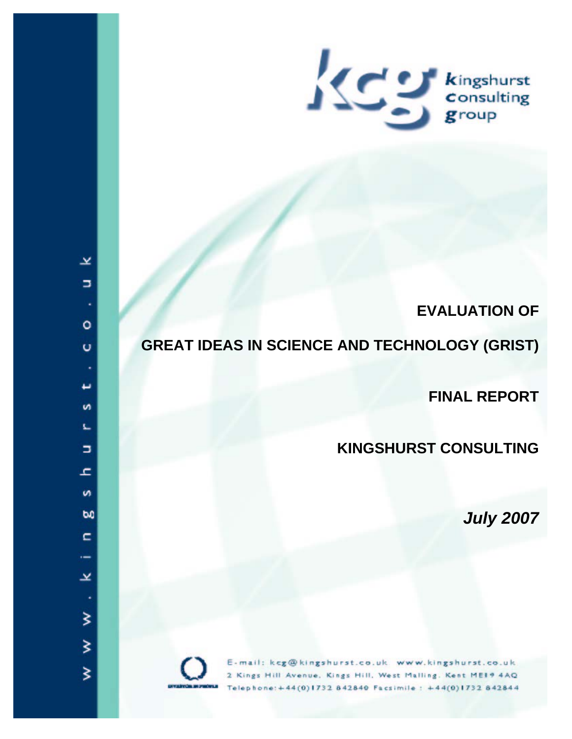kingshurst consulting group

# EVALUATION OF

# GREAT IDEAS IN SCIENCE AND TECHNOLOGY (GRIST)

## FINAL REPORT

## KINGSHURST CONSULTING

***July 2007***

www.kingshurst.co.uk

E-mail: kcg@kingshurst.co.uk www.kingshurst.co.uk
2 Kings Hill Avenue, Kings Hill, West Malling, Kent ME19 4AQ
Telephone: +44(0)1732 842840 Facsimile: +44(0)1732 842844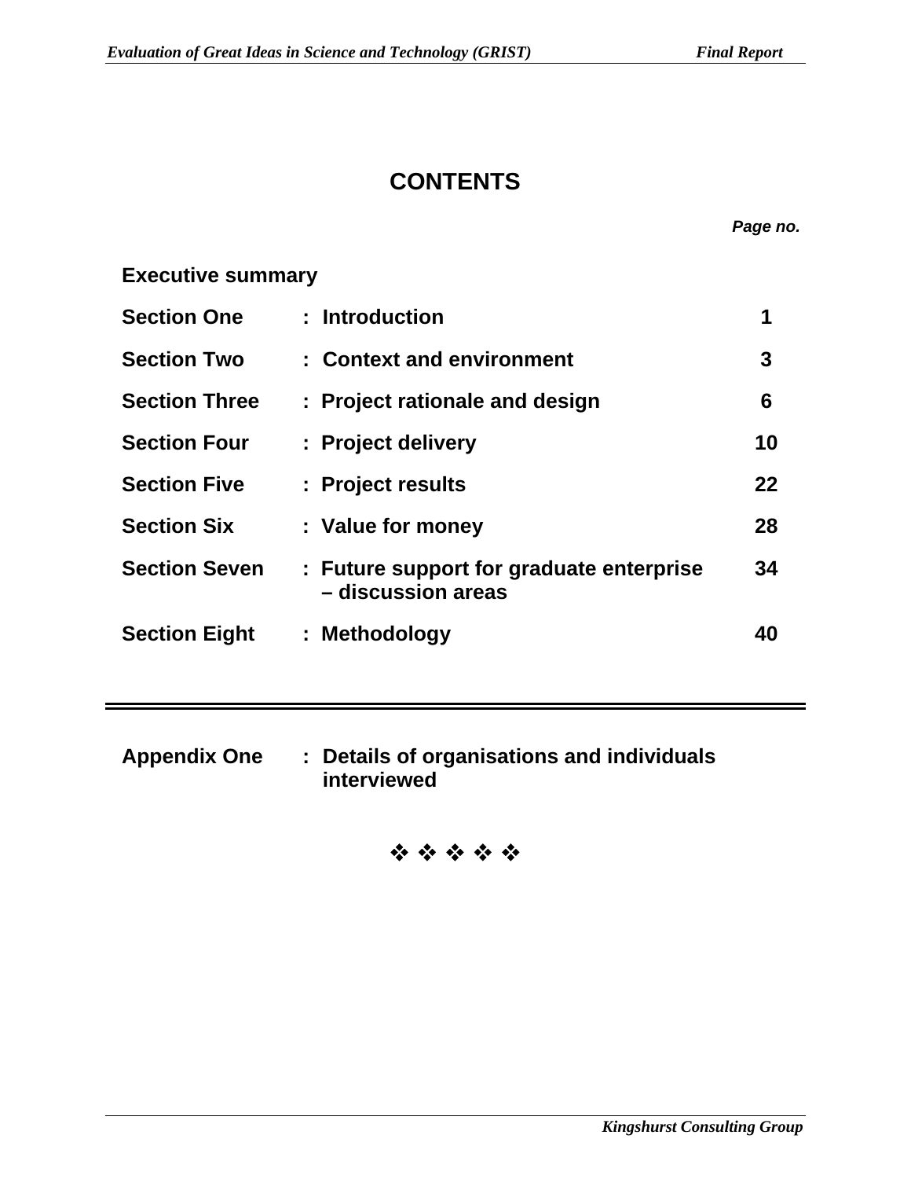# CONTENTS

| | | Page no. |
|---|---|---|
| **Executive summary** | | |
| **Section One** | **: Introduction** | **1** |
| **Section Two** | **: Context and environment** | **3** |
| **Section Three** | **: Project rationale and design** | **6** |
| **Section Four** | **: Project delivery** | **10** |
| **Section Five** | **: Project results** | **22** |
| **Section Six** | **: Value for money** | **28** |
| **Section Seven** | **: Future support for graduate enterprise – discussion areas** | **34** |
| **Section Eight** | **: Methodology** | **40** |

---

**Appendix One** : **Details of organisations and individuals interviewed**

❖ ❖ ❖ ❖ ❖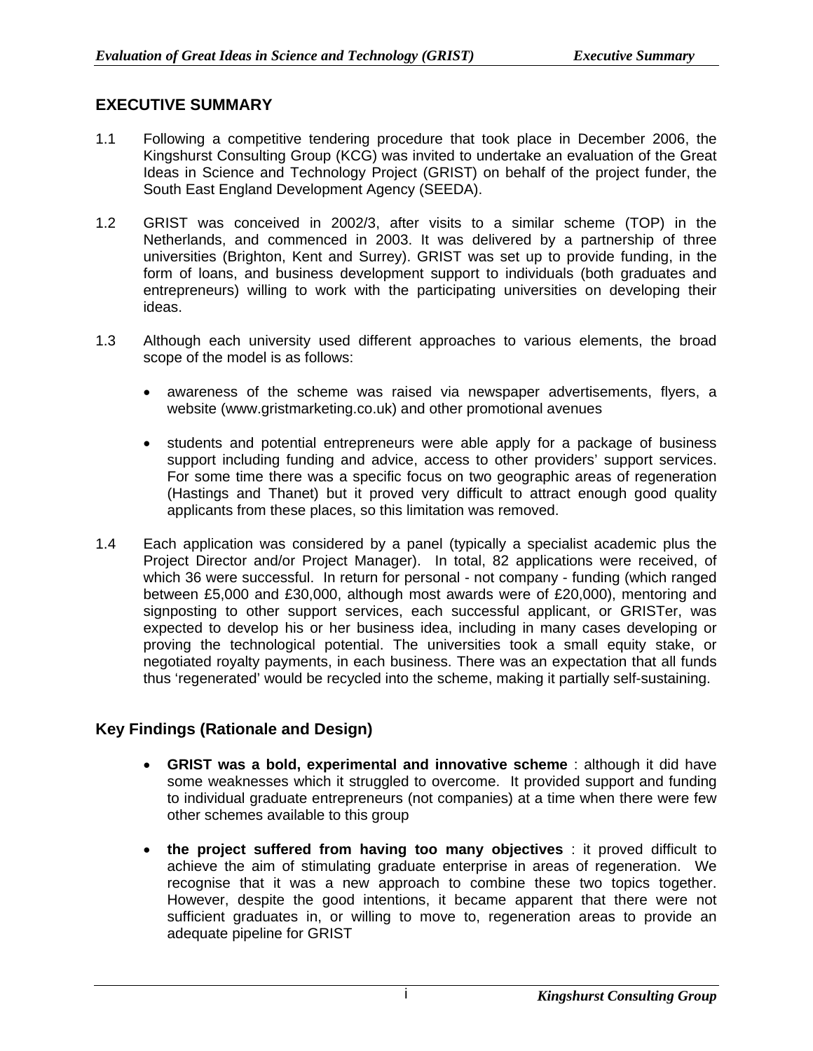## EXECUTIVE SUMMARY

1.1 Following a competitive tendering procedure that took place in December 2006, the Kingshurst Consulting Group (KCG) was invited to undertake an evaluation of the Great Ideas in Science and Technology Project (GRIST) on behalf of the project funder, the South East England Development Agency (SEEDA).

1.2 GRIST was conceived in 2002/3, after visits to a similar scheme (TOP) in the Netherlands, and commenced in 2003. It was delivered by a partnership of three universities (Brighton, Kent and Surrey). GRIST was set up to provide funding, in the form of loans, and business development support to individuals (both graduates and entrepreneurs) willing to work with the participating universities on developing their ideas.

1.3 Although each university used different approaches to various elements, the broad scope of the model is as follows:

- awareness of the scheme was raised via newspaper advertisements, flyers, a website (www.gristmarketing.co.uk) and other promotional avenues
- students and potential entrepreneurs were able apply for a package of business support including funding and advice, access to other providers' support services. For some time there was a specific focus on two geographic areas of regeneration (Hastings and Thanet) but it proved very difficult to attract enough good quality applicants from these places, so this limitation was removed.

1.4 Each application was considered by a panel (typically a specialist academic plus the Project Director and/or Project Manager). In total, 82 applications were received, of which 36 were successful. In return for personal - not company - funding (which ranged between £5,000 and £30,000, although most awards were of £20,000), mentoring and signposting to other support services, each successful applicant, or GRISTer, was expected to develop his or her business idea, including in many cases developing or proving the technological potential. The universities took a small equity stake, or negotiated royalty payments, in each business. There was an expectation that all funds thus 'regenerated' would be recycled into the scheme, making it partially self-sustaining.

### Key Findings (Rationale and Design)

- **GRIST was a bold, experimental and innovative scheme** : although it did have some weaknesses which it struggled to overcome. It provided support and funding to individual graduate entrepreneurs (not companies) at a time when there were few other schemes available to this group
- **the project suffered from having too many objectives** : it proved difficult to achieve the aim of stimulating graduate enterprise in areas of regeneration. We recognise that it was a new approach to combine these two topics together. However, despite the good intentions, it became apparent that there were not sufficient graduates in, or willing to move to, regeneration areas to provide an adequate pipeline for GRIST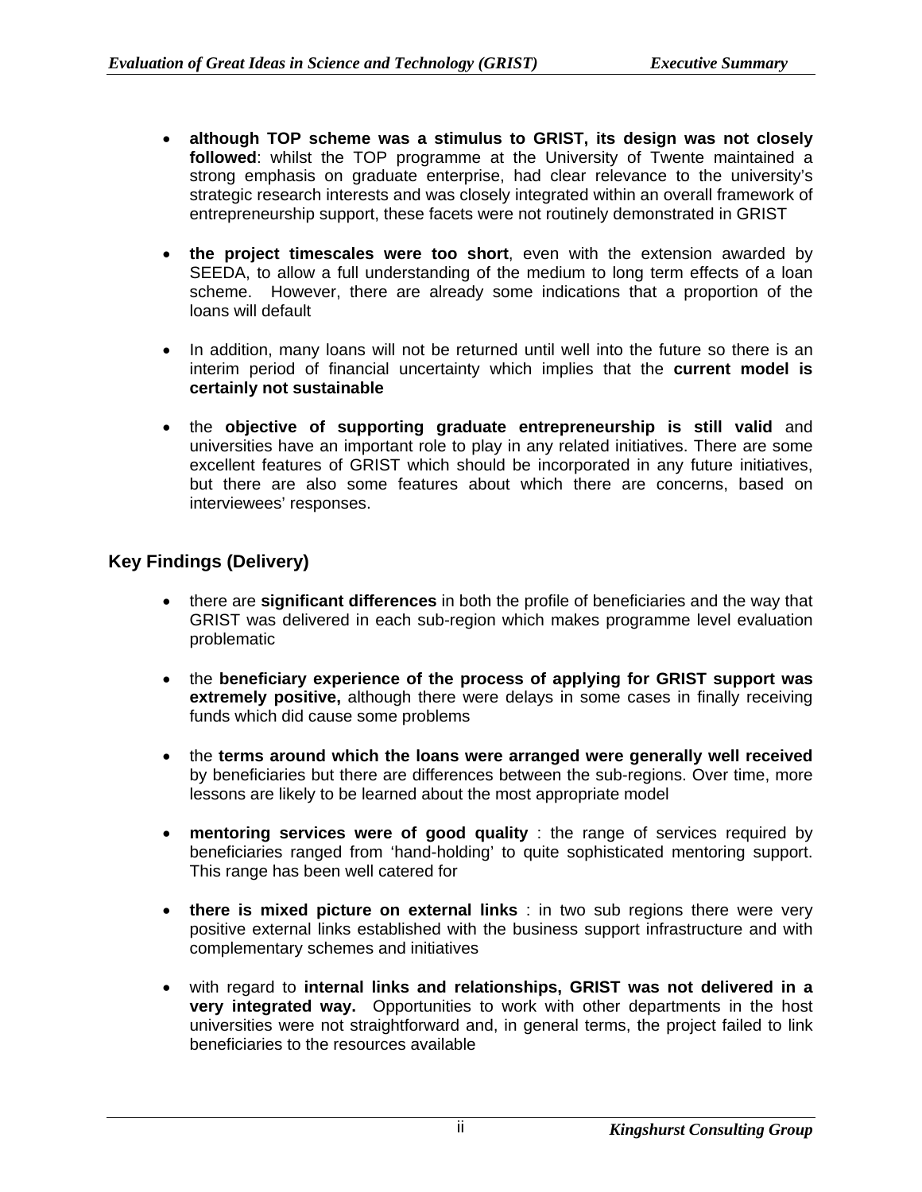- **although TOP scheme was a stimulus to GRIST, its design was not closely followed**: whilst the TOP programme at the University of Twente maintained a strong emphasis on graduate enterprise, had clear relevance to the university's strategic research interests and was closely integrated within an overall framework of entrepreneurship support, these facets were not routinely demonstrated in GRIST

- **the project timescales were too short**, even with the extension awarded by SEEDA, to allow a full understanding of the medium to long term effects of a loan scheme. However, there are already some indications that a proportion of the loans will default

- In addition, many loans will not be returned until well into the future so there is an interim period of financial uncertainty which implies that the **current model is certainly not sustainable**

- the **objective of supporting graduate entrepreneurship is still valid** and universities have an important role to play in any related initiatives. There are some excellent features of GRIST which should be incorporated in any future initiatives, but there are also some features about which there are concerns, based on interviewees' responses.

## Key Findings (Delivery)

- there are **significant differences** in both the profile of beneficiaries and the way that GRIST was delivered in each sub-region which makes programme level evaluation problematic

- the **beneficiary experience of the process of applying for GRIST support was extremely positive,** although there were delays in some cases in finally receiving funds which did cause some problems

- the **terms around which the loans were arranged were generally well received** by beneficiaries but there are differences between the sub-regions. Over time, more lessons are likely to be learned about the most appropriate model

- **mentoring services were of good quality** : the range of services required by beneficiaries ranged from 'hand-holding' to quite sophisticated mentoring support. This range has been well catered for

- **there is mixed picture on external links** : in two sub regions there were very positive external links established with the business support infrastructure and with complementary schemes and initiatives

- with regard to **internal links and relationships, GRIST was not delivered in a very integrated way.** Opportunities to work with other departments in the host universities were not straightforward and, in general terms, the project failed to link beneficiaries to the resources available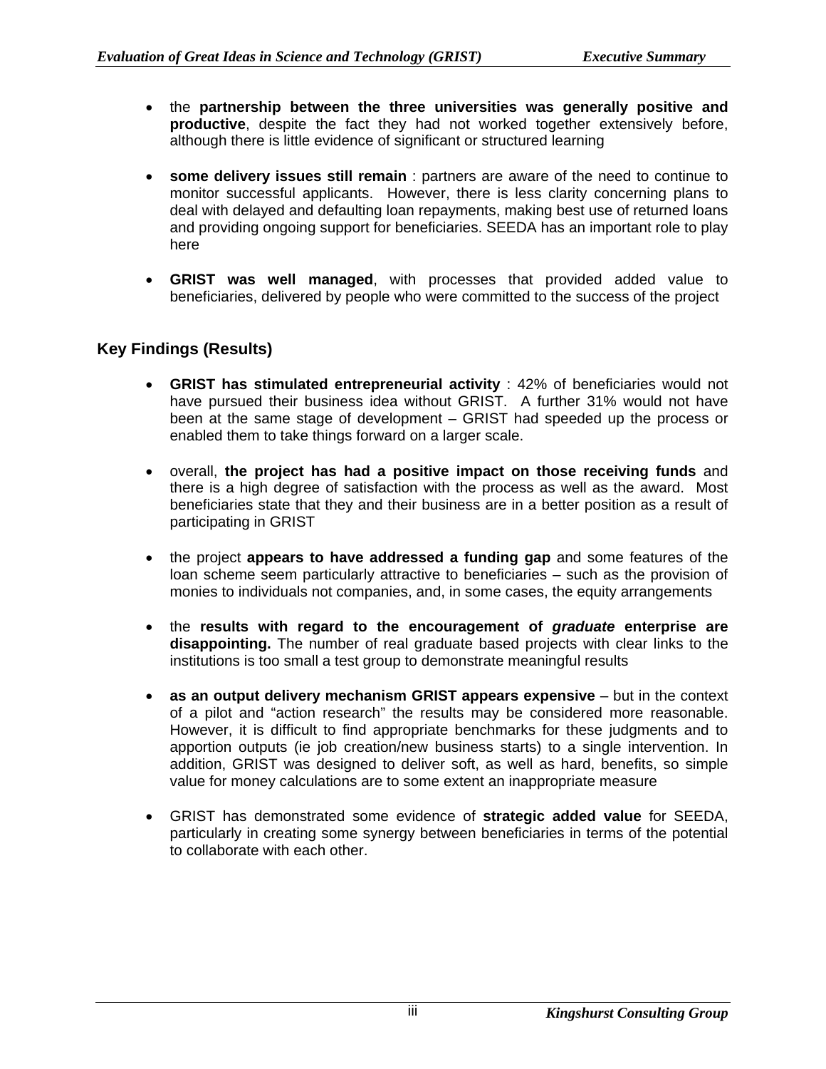- the **partnership between the three universities was generally positive and productive**, despite the fact they had not worked together extensively before, although there is little evidence of significant or structured learning

- **some delivery issues still remain** : partners are aware of the need to continue to monitor successful applicants. However, there is less clarity concerning plans to deal with delayed and defaulting loan repayments, making best use of returned loans and providing ongoing support for beneficiaries. SEEDA has an important role to play here

- **GRIST was well managed**, with processes that provided added value to beneficiaries, delivered by people who were committed to the success of the project

## Key Findings (Results)

- **GRIST has stimulated entrepreneurial activity** : 42% of beneficiaries would not have pursued their business idea without GRIST. A further 31% would not have been at the same stage of development – GRIST had speeded up the process or enabled them to take things forward on a larger scale.

- overall, **the project has had a positive impact on those receiving funds** and there is a high degree of satisfaction with the process as well as the award. Most beneficiaries state that they and their business are in a better position as a result of participating in GRIST

- the project **appears to have addressed a funding gap** and some features of the loan scheme seem particularly attractive to beneficiaries – such as the provision of monies to individuals not companies, and, in some cases, the equity arrangements

- the **results with regard to the encouragement of *graduate* enterprise are disappointing.** The number of real graduate based projects with clear links to the institutions is too small a test group to demonstrate meaningful results

- **as an output delivery mechanism GRIST appears expensive** – but in the context of a pilot and "action research" the results may be considered more reasonable. However, it is difficult to find appropriate benchmarks for these judgments and to apportion outputs (ie job creation/new business starts) to a single intervention. In addition, GRIST was designed to deliver soft, as well as hard, benefits, so simple value for money calculations are to some extent an inappropriate measure

- GRIST has demonstrated some evidence of **strategic added value** for SEEDA, particularly in creating some synergy between beneficiaries in terms of the potential to collaborate with each other.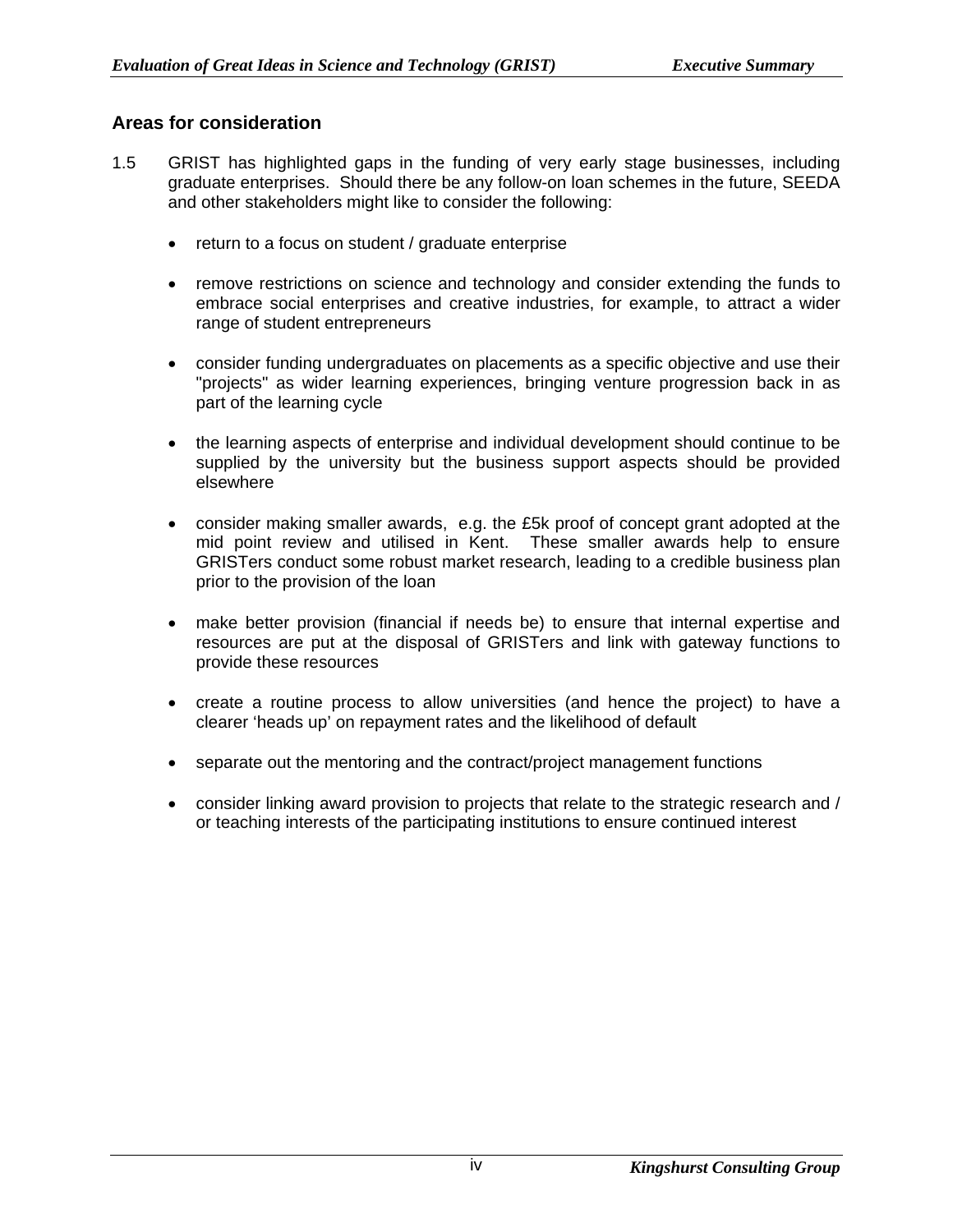## Areas for consideration

1.5 GRIST has highlighted gaps in the funding of very early stage businesses, including graduate enterprises. Should there be any follow-on loan schemes in the future, SEEDA and other stakeholders might like to consider the following:

- return to a focus on student / graduate enterprise
- remove restrictions on science and technology and consider extending the funds to embrace social enterprises and creative industries, for example, to attract a wider range of student entrepreneurs
- consider funding undergraduates on placements as a specific objective and use their "projects" as wider learning experiences, bringing venture progression back in as part of the learning cycle
- the learning aspects of enterprise and individual development should continue to be supplied by the university but the business support aspects should be provided elsewhere
- consider making smaller awards, e.g. the £5k proof of concept grant adopted at the mid point review and utilised in Kent. These smaller awards help to ensure GRISTers conduct some robust market research, leading to a credible business plan prior to the provision of the loan
- make better provision (financial if needs be) to ensure that internal expertise and resources are put at the disposal of GRISTers and link with gateway functions to provide these resources
- create a routine process to allow universities (and hence the project) to have a clearer 'heads up' on repayment rates and the likelihood of default
- separate out the mentoring and the contract/project management functions
- consider linking award provision to projects that relate to the strategic research and / or teaching interests of the participating institutions to ensure continued interest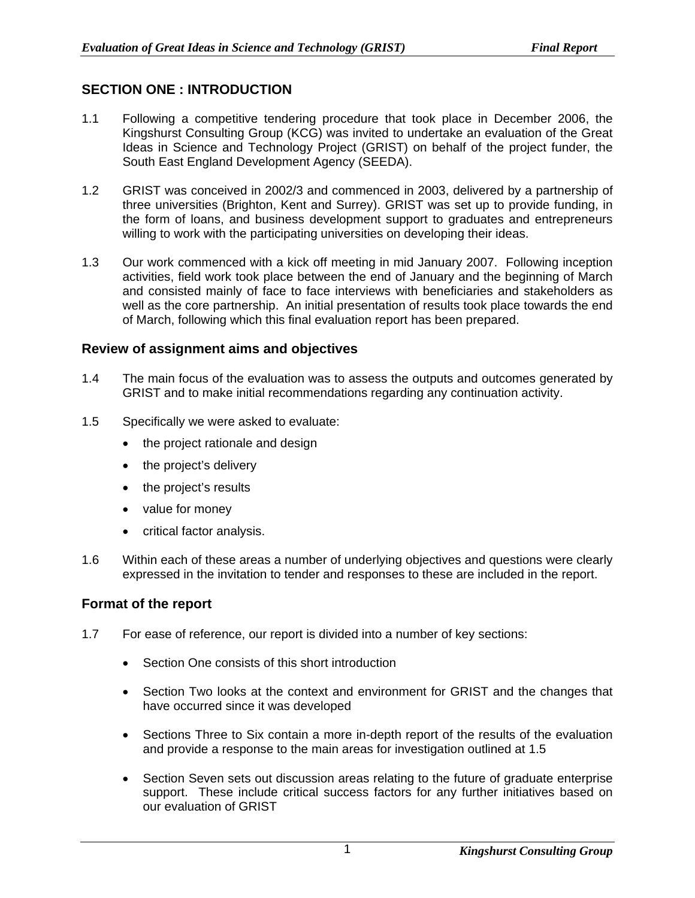## SECTION ONE : INTRODUCTION

1.1 Following a competitive tendering procedure that took place in December 2006, the Kingshurst Consulting Group (KCG) was invited to undertake an evaluation of the Great Ideas in Science and Technology Project (GRIST) on behalf of the project funder, the South East England Development Agency (SEEDA).

1.2 GRIST was conceived in 2002/3 and commenced in 2003, delivered by a partnership of three universities (Brighton, Kent and Surrey). GRIST was set up to provide funding, in the form of loans, and business development support to graduates and entrepreneurs willing to work with the participating universities on developing their ideas.

1.3 Our work commenced with a kick off meeting in mid January 2007. Following inception activities, field work took place between the end of January and the beginning of March and consisted mainly of face to face interviews with beneficiaries and stakeholders as well as the core partnership. An initial presentation of results took place towards the end of March, following which this final evaluation report has been prepared.

### Review of assignment aims and objectives

1.4 The main focus of the evaluation was to assess the outputs and outcomes generated by GRIST and to make initial recommendations regarding any continuation activity.

1.5 Specifically we were asked to evaluate:

- the project rationale and design
- the project's delivery
- the project's results
- value for money
- critical factor analysis.

1.6 Within each of these areas a number of underlying objectives and questions were clearly expressed in the invitation to tender and responses to these are included in the report.

### Format of the report

1.7 For ease of reference, our report is divided into a number of key sections:

- Section One consists of this short introduction
- Section Two looks at the context and environment for GRIST and the changes that have occurred since it was developed
- Sections Three to Six contain a more in-depth report of the results of the evaluation and provide a response to the main areas for investigation outlined at 1.5
- Section Seven sets out discussion areas relating to the future of graduate enterprise support. These include critical success factors for any further initiatives based on our evaluation of GRIST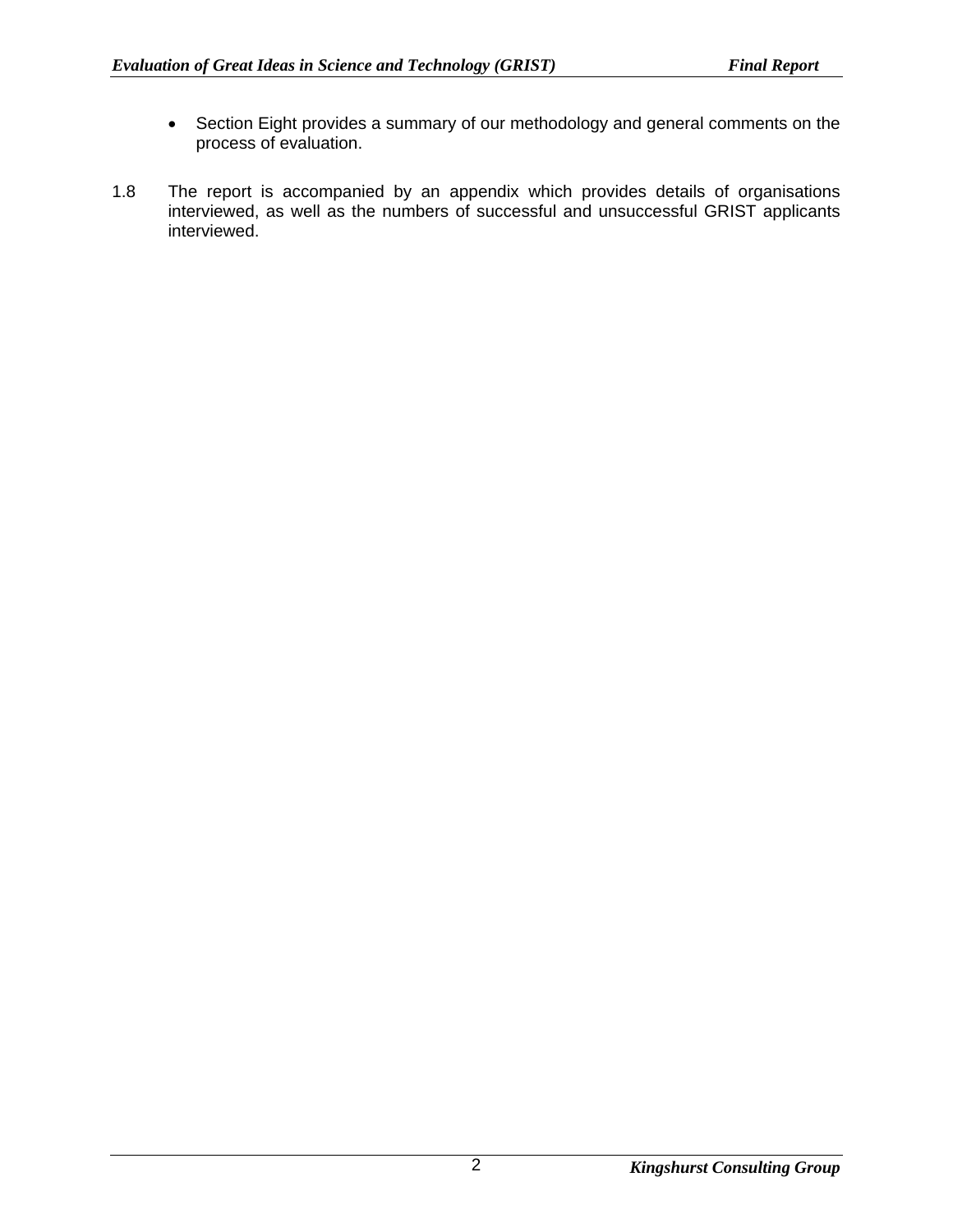- Section Eight provides a summary of our methodology and general comments on the process of evaluation.

1.8 The report is accompanied by an appendix which provides details of organisations interviewed, as well as the numbers of successful and unsuccessful GRIST applicants interviewed.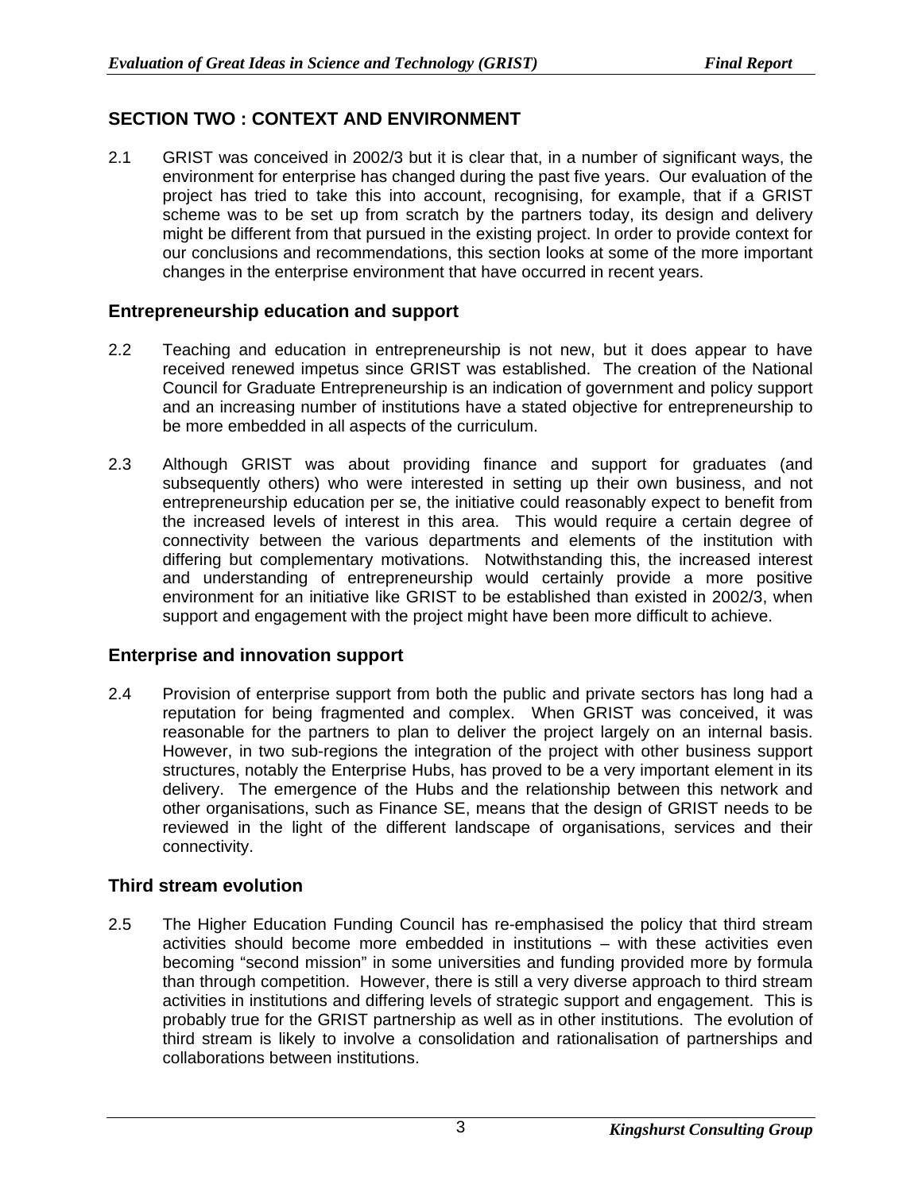## SECTION TWO : CONTEXT AND ENVIRONMENT

2.1 GRIST was conceived in 2002/3 but it is clear that, in a number of significant ways, the environment for enterprise has changed during the past five years. Our evaluation of the project has tried to take this into account, recognising, for example, that if a GRIST scheme was to be set up from scratch by the partners today, its design and delivery might be different from that pursued in the existing project. In order to provide context for our conclusions and recommendations, this section looks at some of the more important changes in the enterprise environment that have occurred in recent years.

### Entrepreneurship education and support

2.2 Teaching and education in entrepreneurship is not new, but it does appear to have received renewed impetus since GRIST was established. The creation of the National Council for Graduate Entrepreneurship is an indication of government and policy support and an increasing number of institutions have a stated objective for entrepreneurship to be more embedded in all aspects of the curriculum.

2.3 Although GRIST was about providing finance and support for graduates (and subsequently others) who were interested in setting up their own business, and not entrepreneurship education per se, the initiative could reasonably expect to benefit from the increased levels of interest in this area. This would require a certain degree of connectivity between the various departments and elements of the institution with differing but complementary motivations. Notwithstanding this, the increased interest and understanding of entrepreneurship would certainly provide a more positive environment for an initiative like GRIST to be established than existed in 2002/3, when support and engagement with the project might have been more difficult to achieve.

### Enterprise and innovation support

2.4 Provision of enterprise support from both the public and private sectors has long had a reputation for being fragmented and complex. When GRIST was conceived, it was reasonable for the partners to plan to deliver the project largely on an internal basis. However, in two sub-regions the integration of the project with other business support structures, notably the Enterprise Hubs, has proved to be a very important element in its delivery. The emergence of the Hubs and the relationship between this network and other organisations, such as Finance SE, means that the design of GRIST needs to be reviewed in the light of the different landscape of organisations, services and their connectivity.

### Third stream evolution

2.5 The Higher Education Funding Council has re-emphasised the policy that third stream activities should become more embedded in institutions – with these activities even becoming "second mission" in some universities and funding provided more by formula than through competition. However, there is still a very diverse approach to third stream activities in institutions and differing levels of strategic support and engagement. This is probably true for the GRIST partnership as well as in other institutions. The evolution of third stream is likely to involve a consolidation and rationalisation of partnerships and collaborations between institutions.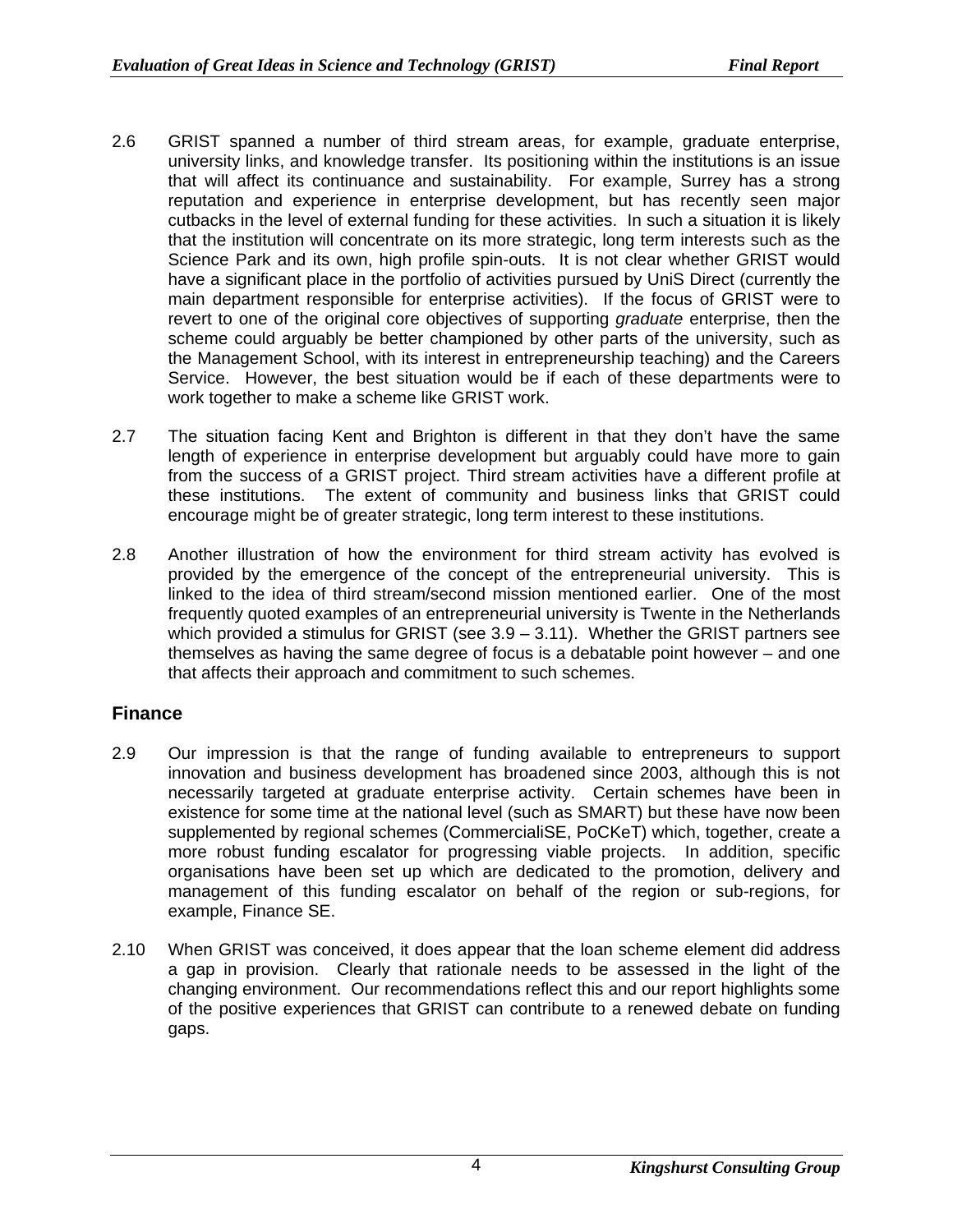2.6 GRIST spanned a number of third stream areas, for example, graduate enterprise, university links, and knowledge transfer. Its positioning within the institutions is an issue that will affect its continuance and sustainability. For example, Surrey has a strong reputation and experience in enterprise development, but has recently seen major cutbacks in the level of external funding for these activities. In such a situation it is likely that the institution will concentrate on its more strategic, long term interests such as the Science Park and its own, high profile spin-outs. It is not clear whether GRIST would have a significant place in the portfolio of activities pursued by UniS Direct (currently the main department responsible for enterprise activities). If the focus of GRIST were to revert to one of the original core objectives of supporting *graduate* enterprise, then the scheme could arguably be better championed by other parts of the university, such as the Management School, with its interest in entrepreneurship teaching) and the Careers Service. However, the best situation would be if each of these departments were to work together to make a scheme like GRIST work.

2.7 The situation facing Kent and Brighton is different in that they don't have the same length of experience in enterprise development but arguably could have more to gain from the success of a GRIST project. Third stream activities have a different profile at these institutions. The extent of community and business links that GRIST could encourage might be of greater strategic, long term interest to these institutions.

2.8 Another illustration of how the environment for third stream activity has evolved is provided by the emergence of the concept of the entrepreneurial university. This is linked to the idea of third stream/second mission mentioned earlier. One of the most frequently quoted examples of an entrepreneurial university is Twente in the Netherlands which provided a stimulus for GRIST (see 3.9 – 3.11). Whether the GRIST partners see themselves as having the same degree of focus is a debatable point however – and one that affects their approach and commitment to such schemes.

## Finance

2.9 Our impression is that the range of funding available to entrepreneurs to support innovation and business development has broadened since 2003, although this is not necessarily targeted at graduate enterprise activity. Certain schemes have been in existence for some time at the national level (such as SMART) but these have now been supplemented by regional schemes (CommercialiSE, PoCKeT) which, together, create a more robust funding escalator for progressing viable projects. In addition, specific organisations have been set up which are dedicated to the promotion, delivery and management of this funding escalator on behalf of the region or sub-regions, for example, Finance SE.

2.10 When GRIST was conceived, it does appear that the loan scheme element did address a gap in provision. Clearly that rationale needs to be assessed in the light of the changing environment. Our recommendations reflect this and our report highlights some of the positive experiences that GRIST can contribute to a renewed debate on funding gaps.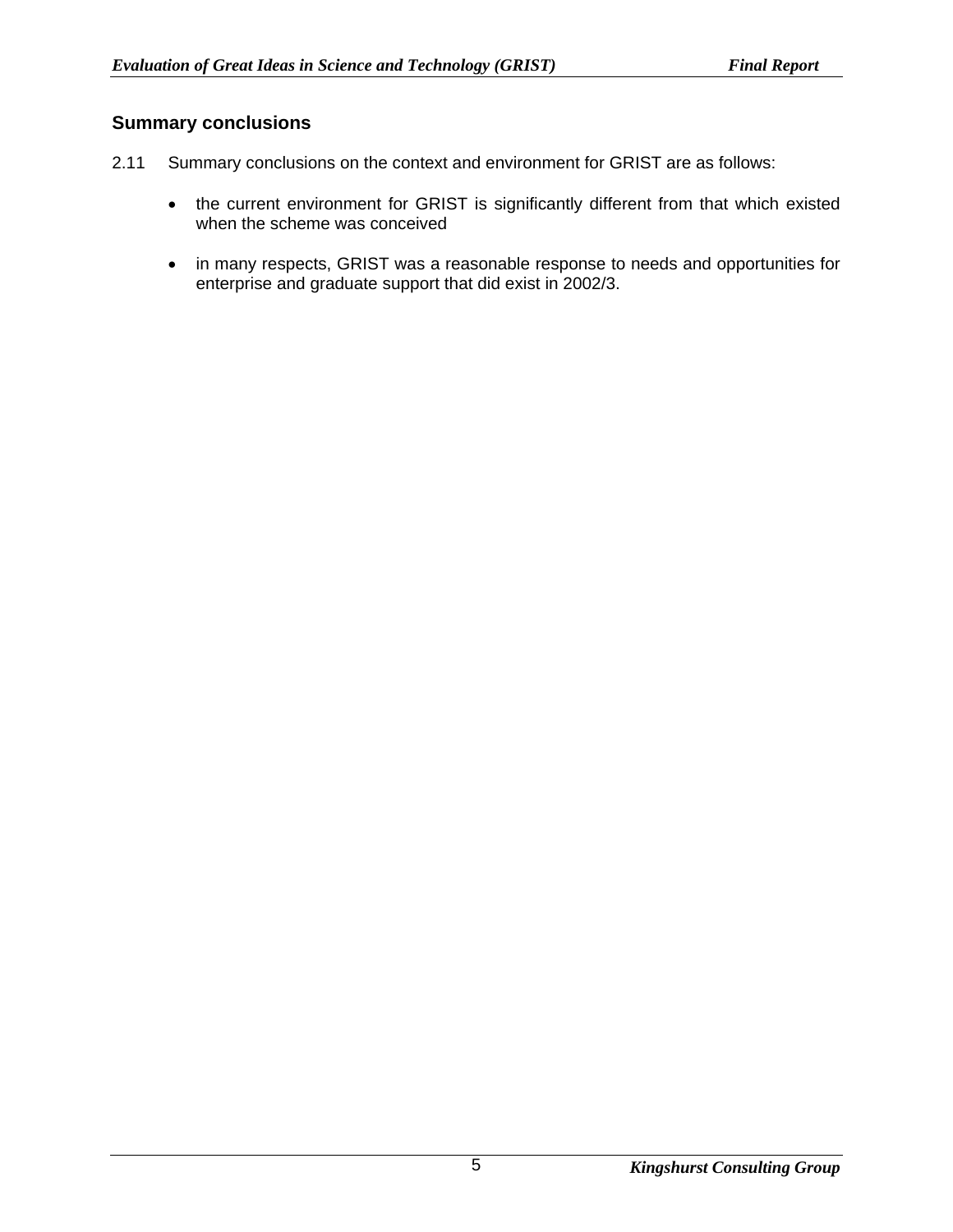## Summary conclusions

2.11 Summary conclusions on the context and environment for GRIST are as follows:

- the current environment for GRIST is significantly different from that which existed when the scheme was conceived
- in many respects, GRIST was a reasonable response to needs and opportunities for enterprise and graduate support that did exist in 2002/3.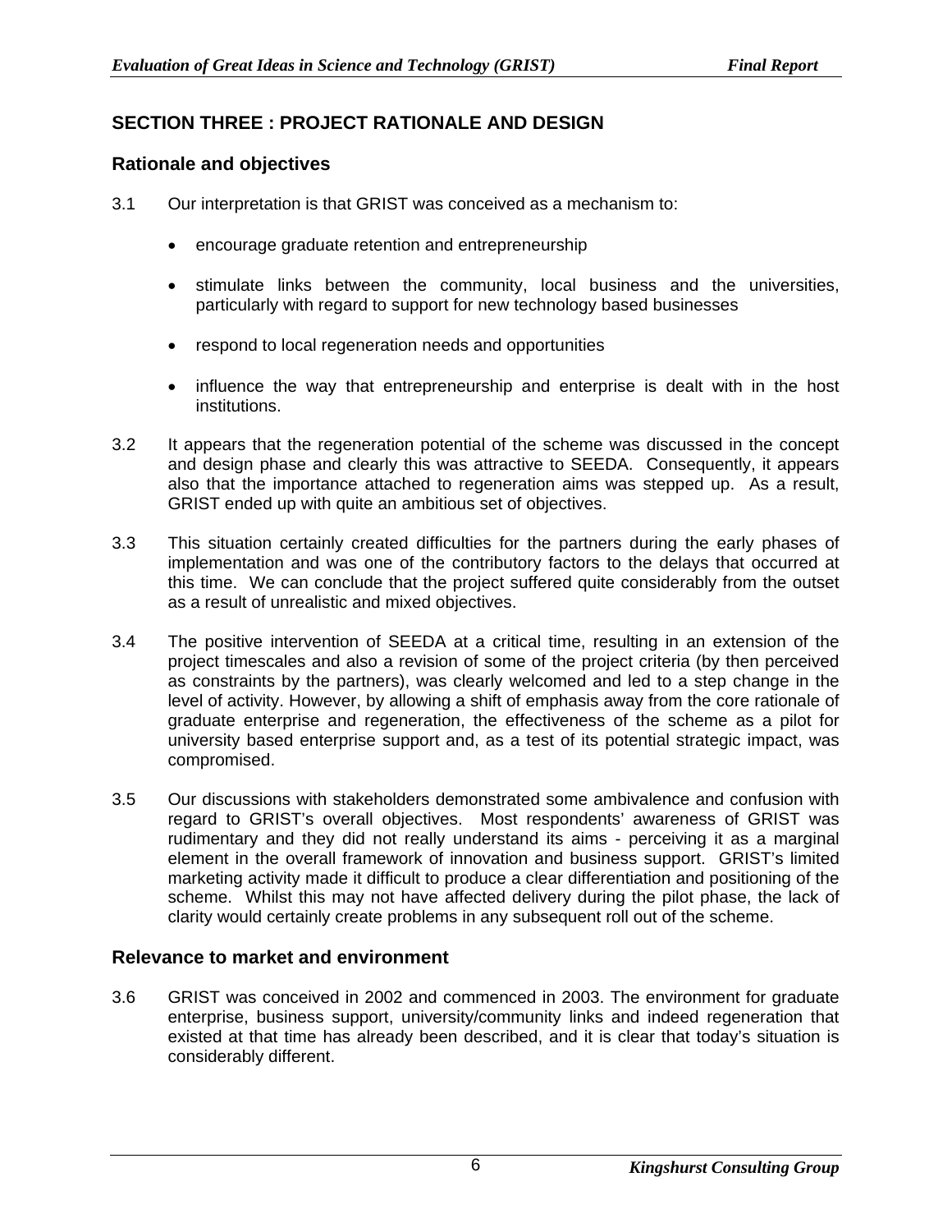## SECTION THREE : PROJECT RATIONALE AND DESIGN

### Rationale and objectives

3.1 Our interpretation is that GRIST was conceived as a mechanism to:

- encourage graduate retention and entrepreneurship
- stimulate links between the community, local business and the universities, particularly with regard to support for new technology based businesses
- respond to local regeneration needs and opportunities
- influence the way that entrepreneurship and enterprise is dealt with in the host institutions.

3.2 It appears that the regeneration potential of the scheme was discussed in the concept and design phase and clearly this was attractive to SEEDA. Consequently, it appears also that the importance attached to regeneration aims was stepped up. As a result, GRIST ended up with quite an ambitious set of objectives.

3.3 This situation certainly created difficulties for the partners during the early phases of implementation and was one of the contributory factors to the delays that occurred at this time. We can conclude that the project suffered quite considerably from the outset as a result of unrealistic and mixed objectives.

3.4 The positive intervention of SEEDA at a critical time, resulting in an extension of the project timescales and also a revision of some of the project criteria (by then perceived as constraints by the partners), was clearly welcomed and led to a step change in the level of activity. However, by allowing a shift of emphasis away from the core rationale of graduate enterprise and regeneration, the effectiveness of the scheme as a pilot for university based enterprise support and, as a test of its potential strategic impact, was compromised.

3.5 Our discussions with stakeholders demonstrated some ambivalence and confusion with regard to GRIST's overall objectives. Most respondents' awareness of GRIST was rudimentary and they did not really understand its aims - perceiving it as a marginal element in the overall framework of innovation and business support. GRIST's limited marketing activity made it difficult to produce a clear differentiation and positioning of the scheme. Whilst this may not have affected delivery during the pilot phase, the lack of clarity would certainly create problems in any subsequent roll out of the scheme.

### Relevance to market and environment

3.6 GRIST was conceived in 2002 and commenced in 2003. The environment for graduate enterprise, business support, university/community links and indeed regeneration that existed at that time has already been described, and it is clear that today's situation is considerably different.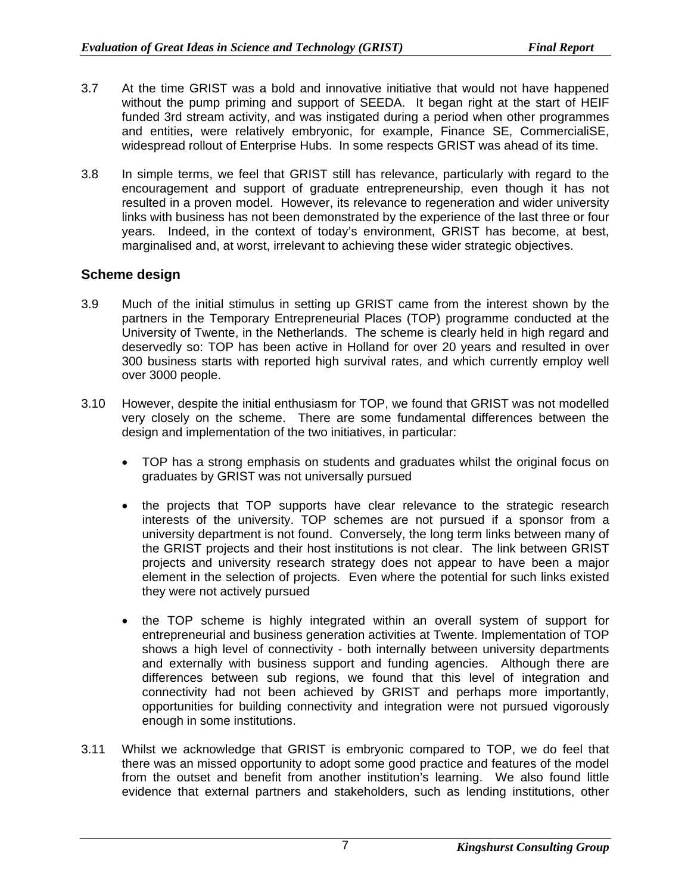3.7 At the time GRIST was a bold and innovative initiative that would not have happened without the pump priming and support of SEEDA. It began right at the start of HEIF funded 3rd stream activity, and was instigated during a period when other programmes and entities, were relatively embryonic, for example, Finance SE, CommercialiSE, widespread rollout of Enterprise Hubs. In some respects GRIST was ahead of its time.

3.8 In simple terms, we feel that GRIST still has relevance, particularly with regard to the encouragement and support of graduate entrepreneurship, even though it has not resulted in a proven model. However, its relevance to regeneration and wider university links with business has not been demonstrated by the experience of the last three or four years. Indeed, in the context of today's environment, GRIST has become, at best, marginalised and, at worst, irrelevant to achieving these wider strategic objectives.

## Scheme design

3.9 Much of the initial stimulus in setting up GRIST came from the interest shown by the partners in the Temporary Entrepreneurial Places (TOP) programme conducted at the University of Twente, in the Netherlands. The scheme is clearly held in high regard and deservedly so: TOP has been active in Holland for over 20 years and resulted in over 300 business starts with reported high survival rates, and which currently employ well over 3000 people.

3.10 However, despite the initial enthusiasm for TOP, we found that GRIST was not modelled very closely on the scheme. There are some fundamental differences between the design and implementation of the two initiatives, in particular:

- TOP has a strong emphasis on students and graduates whilst the original focus on graduates by GRIST was not universally pursued
- the projects that TOP supports have clear relevance to the strategic research interests of the university. TOP schemes are not pursued if a sponsor from a university department is not found. Conversely, the long term links between many of the GRIST projects and their host institutions is not clear. The link between GRIST projects and university research strategy does not appear to have been a major element in the selection of projects. Even where the potential for such links existed they were not actively pursued
- the TOP scheme is highly integrated within an overall system of support for entrepreneurial and business generation activities at Twente. Implementation of TOP shows a high level of connectivity - both internally between university departments and externally with business support and funding agencies. Although there are differences between sub regions, we found that this level of integration and connectivity had not been achieved by GRIST and perhaps more importantly, opportunities for building connectivity and integration were not pursued vigorously enough in some institutions.

3.11 Whilst we acknowledge that GRIST is embryonic compared to TOP, we do feel that there was an missed opportunity to adopt some good practice and features of the model from the outset and benefit from another institution's learning. We also found little evidence that external partners and stakeholders, such as lending institutions, other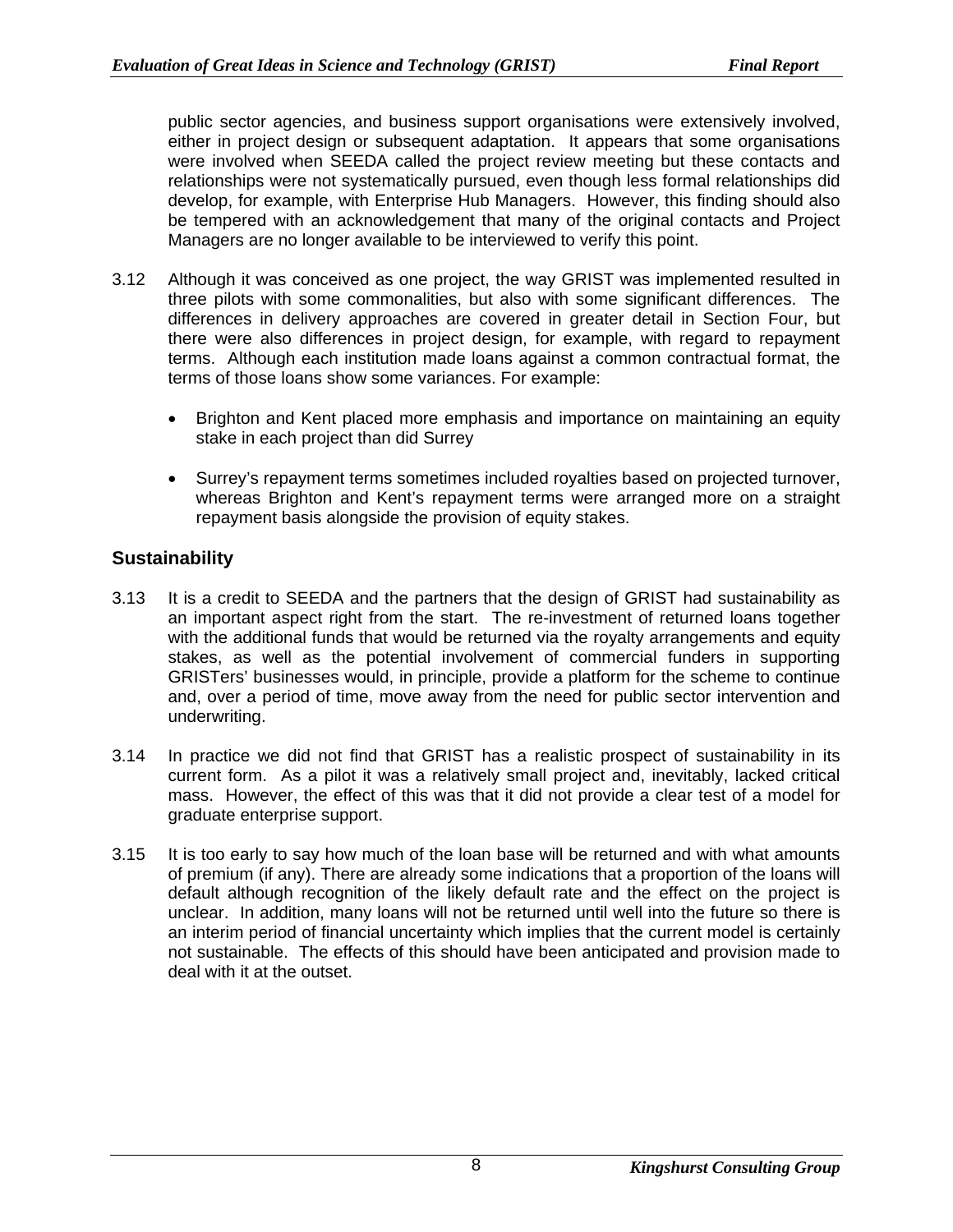public sector agencies, and business support organisations were extensively involved, either in project design or subsequent adaptation. It appears that some organisations were involved when SEEDA called the project review meeting but these contacts and relationships were not systematically pursued, even though less formal relationships did develop, for example, with Enterprise Hub Managers. However, this finding should also be tempered with an acknowledgement that many of the original contacts and Project Managers are no longer available to be interviewed to verify this point.

3.12 Although it was conceived as one project, the way GRIST was implemented resulted in three pilots with some commonalities, but also with some significant differences. The differences in delivery approaches are covered in greater detail in Section Four, but there were also differences in project design, for example, with regard to repayment terms. Although each institution made loans against a common contractual format, the terms of those loans show some variances. For example:

- Brighton and Kent placed more emphasis and importance on maintaining an equity stake in each project than did Surrey
- Surrey's repayment terms sometimes included royalties based on projected turnover, whereas Brighton and Kent's repayment terms were arranged more on a straight repayment basis alongside the provision of equity stakes.

## Sustainability

3.13 It is a credit to SEEDA and the partners that the design of GRIST had sustainability as an important aspect right from the start. The re-investment of returned loans together with the additional funds that would be returned via the royalty arrangements and equity stakes, as well as the potential involvement of commercial funders in supporting GRISTers' businesses would, in principle, provide a platform for the scheme to continue and, over a period of time, move away from the need for public sector intervention and underwriting.

3.14 In practice we did not find that GRIST has a realistic prospect of sustainability in its current form. As a pilot it was a relatively small project and, inevitably, lacked critical mass. However, the effect of this was that it did not provide a clear test of a model for graduate enterprise support.

3.15 It is too early to say how much of the loan base will be returned and with what amounts of premium (if any). There are already some indications that a proportion of the loans will default although recognition of the likely default rate and the effect on the project is unclear. In addition, many loans will not be returned until well into the future so there is an interim period of financial uncertainty which implies that the current model is certainly not sustainable. The effects of this should have been anticipated and provision made to deal with it at the outset.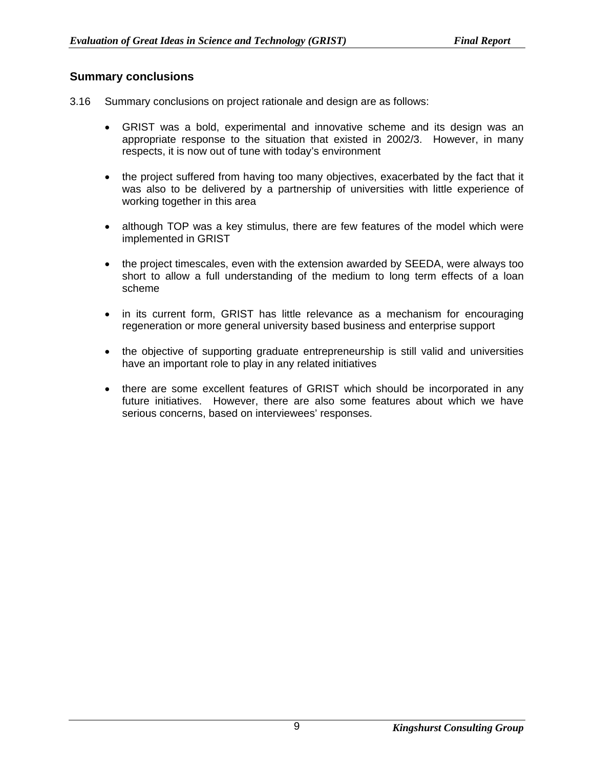## Summary conclusions

3.16 Summary conclusions on project rationale and design are as follows:

- GRIST was a bold, experimental and innovative scheme and its design was an appropriate response to the situation that existed in 2002/3. However, in many respects, it is now out of tune with today's environment

- the project suffered from having too many objectives, exacerbated by the fact that it was also to be delivered by a partnership of universities with little experience of working together in this area

- although TOP was a key stimulus, there are few features of the model which were implemented in GRIST

- the project timescales, even with the extension awarded by SEEDA, were always too short to allow a full understanding of the medium to long term effects of a loan scheme

- in its current form, GRIST has little relevance as a mechanism for encouraging regeneration or more general university based business and enterprise support

- the objective of supporting graduate entrepreneurship is still valid and universities have an important role to play in any related initiatives

- there are some excellent features of GRIST which should be incorporated in any future initiatives. However, there are also some features about which we have serious concerns, based on interviewees' responses.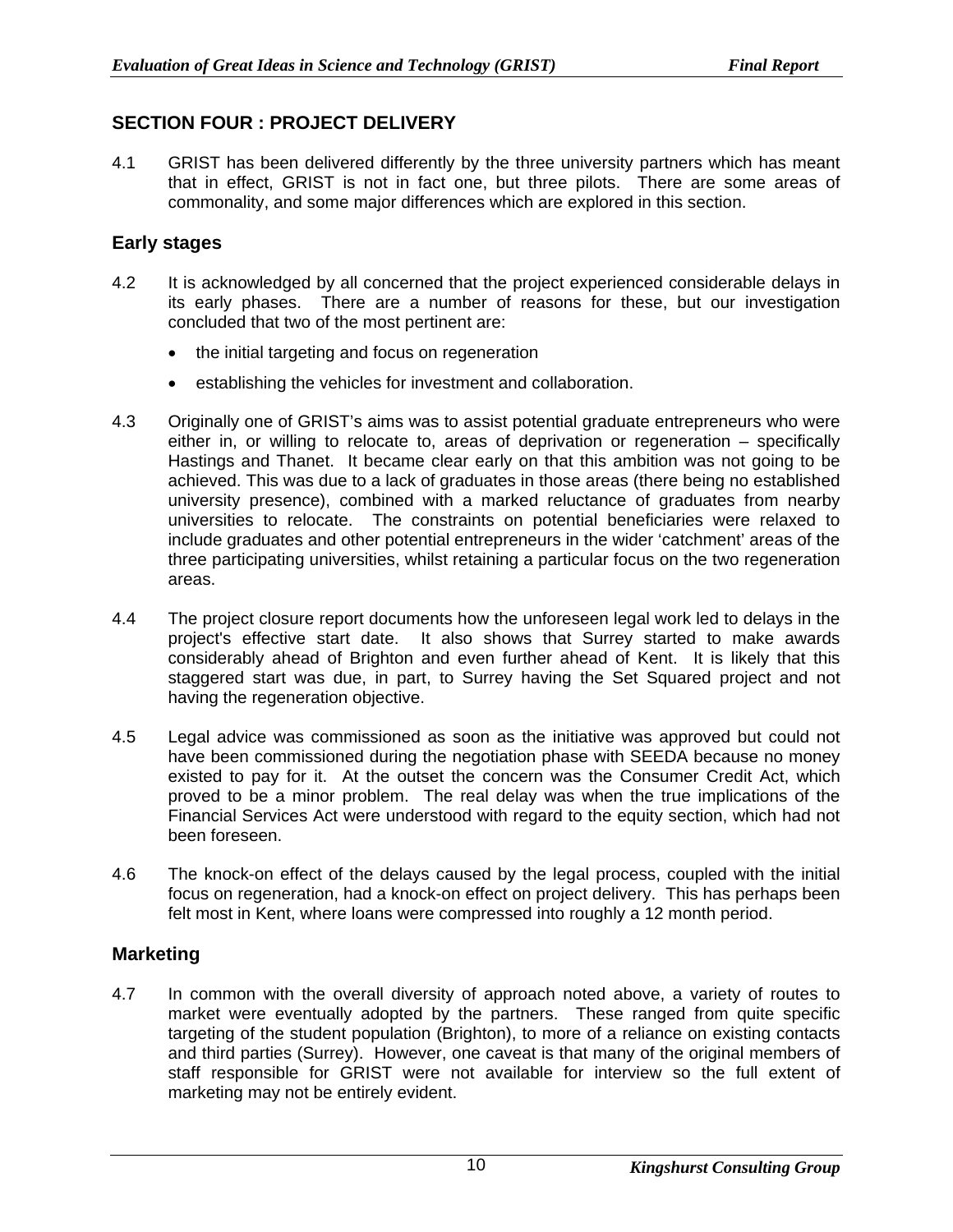## SECTION FOUR : PROJECT DELIVERY

4.1 GRIST has been delivered differently by the three university partners which has meant that in effect, GRIST is not in fact one, but three pilots. There are some areas of commonality, and some major differences which are explored in this section.

### Early stages

4.2 It is acknowledged by all concerned that the project experienced considerable delays in its early phases. There are a number of reasons for these, but our investigation concluded that two of the most pertinent are:

- the initial targeting and focus on regeneration
- establishing the vehicles for investment and collaboration.

4.3 Originally one of GRIST's aims was to assist potential graduate entrepreneurs who were either in, or willing to relocate to, areas of deprivation or regeneration – specifically Hastings and Thanet. It became clear early on that this ambition was not going to be achieved. This was due to a lack of graduates in those areas (there being no established university presence), combined with a marked reluctance of graduates from nearby universities to relocate. The constraints on potential beneficiaries were relaxed to include graduates and other potential entrepreneurs in the wider 'catchment' areas of the three participating universities, whilst retaining a particular focus on the two regeneration areas.

4.4 The project closure report documents how the unforeseen legal work led to delays in the project's effective start date. It also shows that Surrey started to make awards considerably ahead of Brighton and even further ahead of Kent. It is likely that this staggered start was due, in part, to Surrey having the Set Squared project and not having the regeneration objective.

4.5 Legal advice was commissioned as soon as the initiative was approved but could not have been commissioned during the negotiation phase with SEEDA because no money existed to pay for it. At the outset the concern was the Consumer Credit Act, which proved to be a minor problem. The real delay was when the true implications of the Financial Services Act were understood with regard to the equity section, which had not been foreseen.

4.6 The knock-on effect of the delays caused by the legal process, coupled with the initial focus on regeneration, had a knock-on effect on project delivery. This has perhaps been felt most in Kent, where loans were compressed into roughly a 12 month period.

### Marketing

4.7 In common with the overall diversity of approach noted above, a variety of routes to market were eventually adopted by the partners. These ranged from quite specific targeting of the student population (Brighton), to more of a reliance on existing contacts and third parties (Surrey). However, one caveat is that many of the original members of staff responsible for GRIST were not available for interview so the full extent of marketing may not be entirely evident.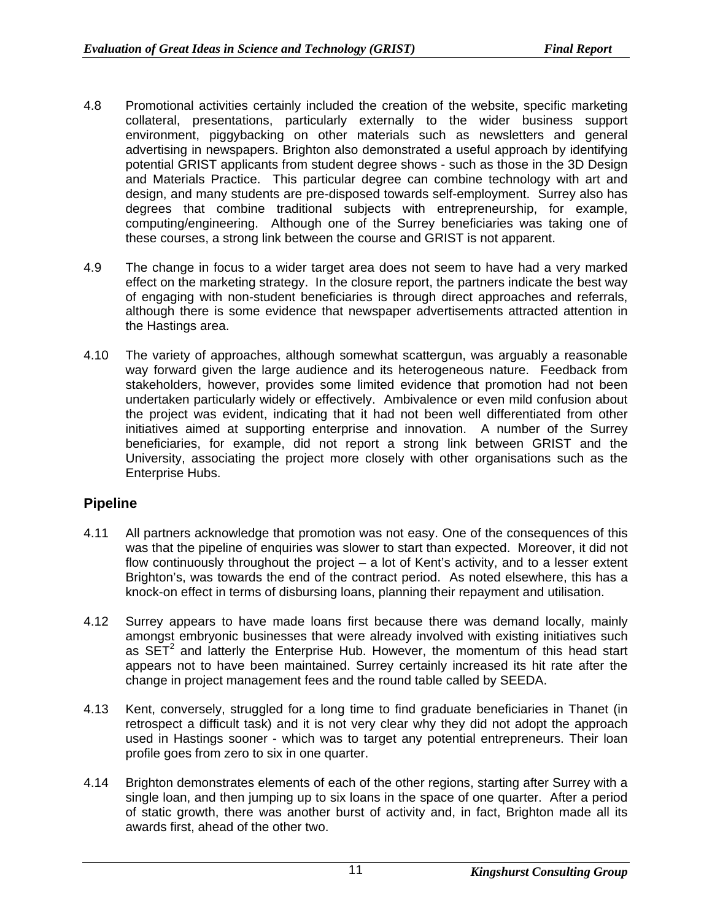4.8 Promotional activities certainly included the creation of the website, specific marketing collateral, presentations, particularly externally to the wider business support environment, piggybacking on other materials such as newsletters and general advertising in newspapers. Brighton also demonstrated a useful approach by identifying potential GRIST applicants from student degree shows - such as those in the 3D Design and Materials Practice. This particular degree can combine technology with art and design, and many students are pre-disposed towards self-employment. Surrey also has degrees that combine traditional subjects with entrepreneurship, for example, computing/engineering. Although one of the Surrey beneficiaries was taking one of these courses, a strong link between the course and GRIST is not apparent.

4.9 The change in focus to a wider target area does not seem to have had a very marked effect on the marketing strategy. In the closure report, the partners indicate the best way of engaging with non-student beneficiaries is through direct approaches and referrals, although there is some evidence that newspaper advertisements attracted attention in the Hastings area.

4.10 The variety of approaches, although somewhat scattergun, was arguably a reasonable way forward given the large audience and its heterogeneous nature. Feedback from stakeholders, however, provides some limited evidence that promotion had not been undertaken particularly widely or effectively. Ambivalence or even mild confusion about the project was evident, indicating that it had not been well differentiated from other initiatives aimed at supporting enterprise and innovation. A number of the Surrey beneficiaries, for example, did not report a strong link between GRIST and the University, associating the project more closely with other organisations such as the Enterprise Hubs.

## Pipeline

4.11 All partners acknowledge that promotion was not easy. One of the consequences of this was that the pipeline of enquiries was slower to start than expected. Moreover, it did not flow continuously throughout the project – a lot of Kent's activity, and to a lesser extent Brighton's, was towards the end of the contract period. As noted elsewhere, this has a knock-on effect in terms of disbursing loans, planning their repayment and utilisation.

4.12 Surrey appears to have made loans first because there was demand locally, mainly amongst embryonic businesses that were already involved with existing initiatives such as SET[2] and latterly the Enterprise Hub. However, the momentum of this head start appears not to have been maintained. Surrey certainly increased its hit rate after the change in project management fees and the round table called by SEEDA.

4.13 Kent, conversely, struggled for a long time to find graduate beneficiaries in Thanet (in retrospect a difficult task) and it is not very clear why they did not adopt the approach used in Hastings sooner - which was to target any potential entrepreneurs. Their loan profile goes from zero to six in one quarter.

4.14 Brighton demonstrates elements of each of the other regions, starting after Surrey with a single loan, and then jumping up to six loans in the space of one quarter. After a period of static growth, there was another burst of activity and, in fact, Brighton made all its awards first, ahead of the other two.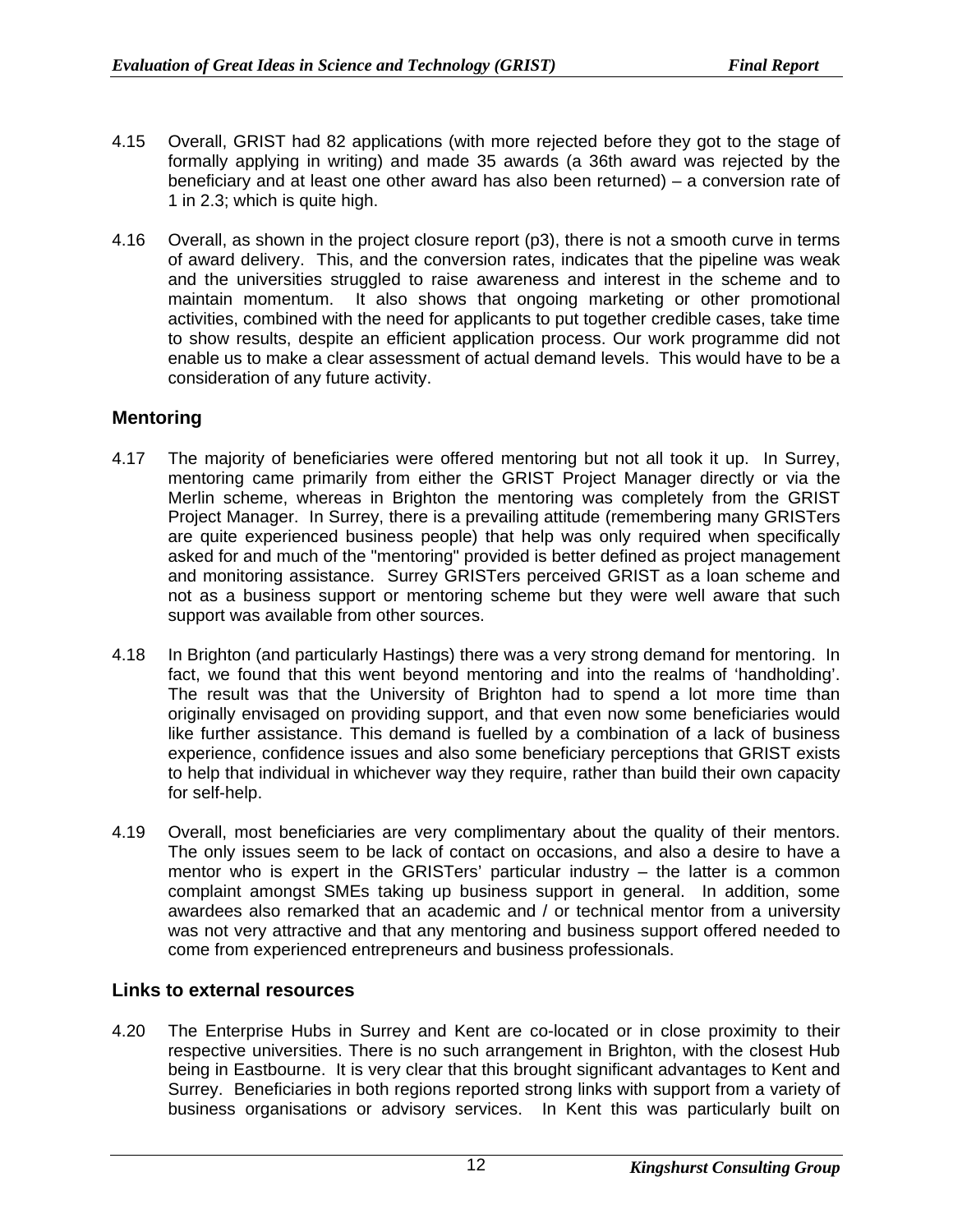4.15 Overall, GRIST had 82 applications (with more rejected before they got to the stage of formally applying in writing) and made 35 awards (a 36th award was rejected by the beneficiary and at least one other award has also been returned) – a conversion rate of 1 in 2.3; which is quite high.

4.16 Overall, as shown in the project closure report (p3), there is not a smooth curve in terms of award delivery. This, and the conversion rates, indicates that the pipeline was weak and the universities struggled to raise awareness and interest in the scheme and to maintain momentum. It also shows that ongoing marketing or other promotional activities, combined with the need for applicants to put together credible cases, take time to show results, despite an efficient application process. Our work programme did not enable us to make a clear assessment of actual demand levels. This would have to be a consideration of any future activity.

## Mentoring

4.17 The majority of beneficiaries were offered mentoring but not all took it up. In Surrey, mentoring came primarily from either the GRIST Project Manager directly or via the Merlin scheme, whereas in Brighton the mentoring was completely from the GRIST Project Manager. In Surrey, there is a prevailing attitude (remembering many GRISTers are quite experienced business people) that help was only required when specifically asked for and much of the "mentoring" provided is better defined as project management and monitoring assistance. Surrey GRISTers perceived GRIST as a loan scheme and not as a business support or mentoring scheme but they were well aware that such support was available from other sources.

4.18 In Brighton (and particularly Hastings) there was a very strong demand for mentoring. In fact, we found that this went beyond mentoring and into the realms of 'handholding'. The result was that the University of Brighton had to spend a lot more time than originally envisaged on providing support, and that even now some beneficiaries would like further assistance. This demand is fuelled by a combination of a lack of business experience, confidence issues and also some beneficiary perceptions that GRIST exists to help that individual in whichever way they require, rather than build their own capacity for self-help.

4.19 Overall, most beneficiaries are very complimentary about the quality of their mentors. The only issues seem to be lack of contact on occasions, and also a desire to have a mentor who is expert in the GRISTers' particular industry – the latter is a common complaint amongst SMEs taking up business support in general. In addition, some awardees also remarked that an academic and / or technical mentor from a university was not very attractive and that any mentoring and business support offered needed to come from experienced entrepreneurs and business professionals.

## Links to external resources

4.20 The Enterprise Hubs in Surrey and Kent are co-located or in close proximity to their respective universities. There is no such arrangement in Brighton, with the closest Hub being in Eastbourne. It is very clear that this brought significant advantages to Kent and Surrey. Beneficiaries in both regions reported strong links with support from a variety of business organisations or advisory services. In Kent this was particularly built on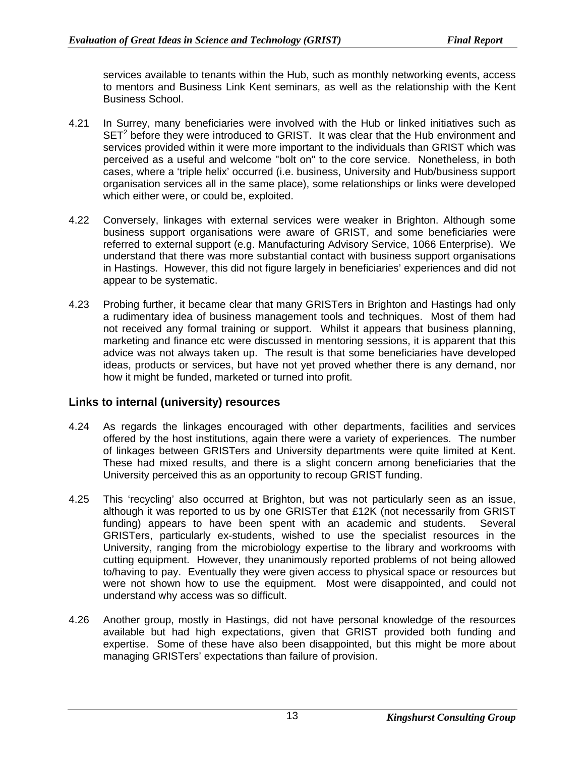services available to tenants within the Hub, such as monthly networking events, access to mentors and Business Link Kent seminars, as well as the relationship with the Kent Business School.

4.21 In Surrey, many beneficiaries were involved with the Hub or linked initiatives such as SET[2] before they were introduced to GRIST. It was clear that the Hub environment and services provided within it were more important to the individuals than GRIST which was perceived as a useful and welcome "bolt on" to the core service. Nonetheless, in both cases, where a 'triple helix' occurred (i.e. business, University and Hub/business support organisation services all in the same place), some relationships or links were developed which either were, or could be, exploited.

4.22 Conversely, linkages with external services were weaker in Brighton. Although some business support organisations were aware of GRIST, and some beneficiaries were referred to external support (e.g. Manufacturing Advisory Service, 1066 Enterprise). We understand that there was more substantial contact with business support organisations in Hastings. However, this did not figure largely in beneficiaries' experiences and did not appear to be systematic.

4.23 Probing further, it became clear that many GRISTers in Brighton and Hastings had only a rudimentary idea of business management tools and techniques. Most of them had not received any formal training or support. Whilst it appears that business planning, marketing and finance etc were discussed in mentoring sessions, it is apparent that this advice was not always taken up. The result is that some beneficiaries have developed ideas, products or services, but have not yet proved whether there is any demand, nor how it might be funded, marketed or turned into profit.

## Links to internal (university) resources

4.24 As regards the linkages encouraged with other departments, facilities and services offered by the host institutions, again there were a variety of experiences. The number of linkages between GRISTers and University departments were quite limited at Kent. These had mixed results, and there is a slight concern among beneficiaries that the University perceived this as an opportunity to recoup GRIST funding.

4.25 This 'recycling' also occurred at Brighton, but was not particularly seen as an issue, although it was reported to us by one GRISTer that £12K (not necessarily from GRIST funding) appears to have been spent with an academic and students. Several GRISTers, particularly ex-students, wished to use the specialist resources in the University, ranging from the microbiology expertise to the library and workrooms with cutting equipment. However, they unanimously reported problems of not being allowed to/having to pay. Eventually they were given access to physical space or resources but were not shown how to use the equipment. Most were disappointed, and could not understand why access was so difficult.

4.26 Another group, mostly in Hastings, did not have personal knowledge of the resources available but had high expectations, given that GRIST provided both funding and expertise. Some of these have also been disappointed, but this might be more about managing GRISTers' expectations than failure of provision.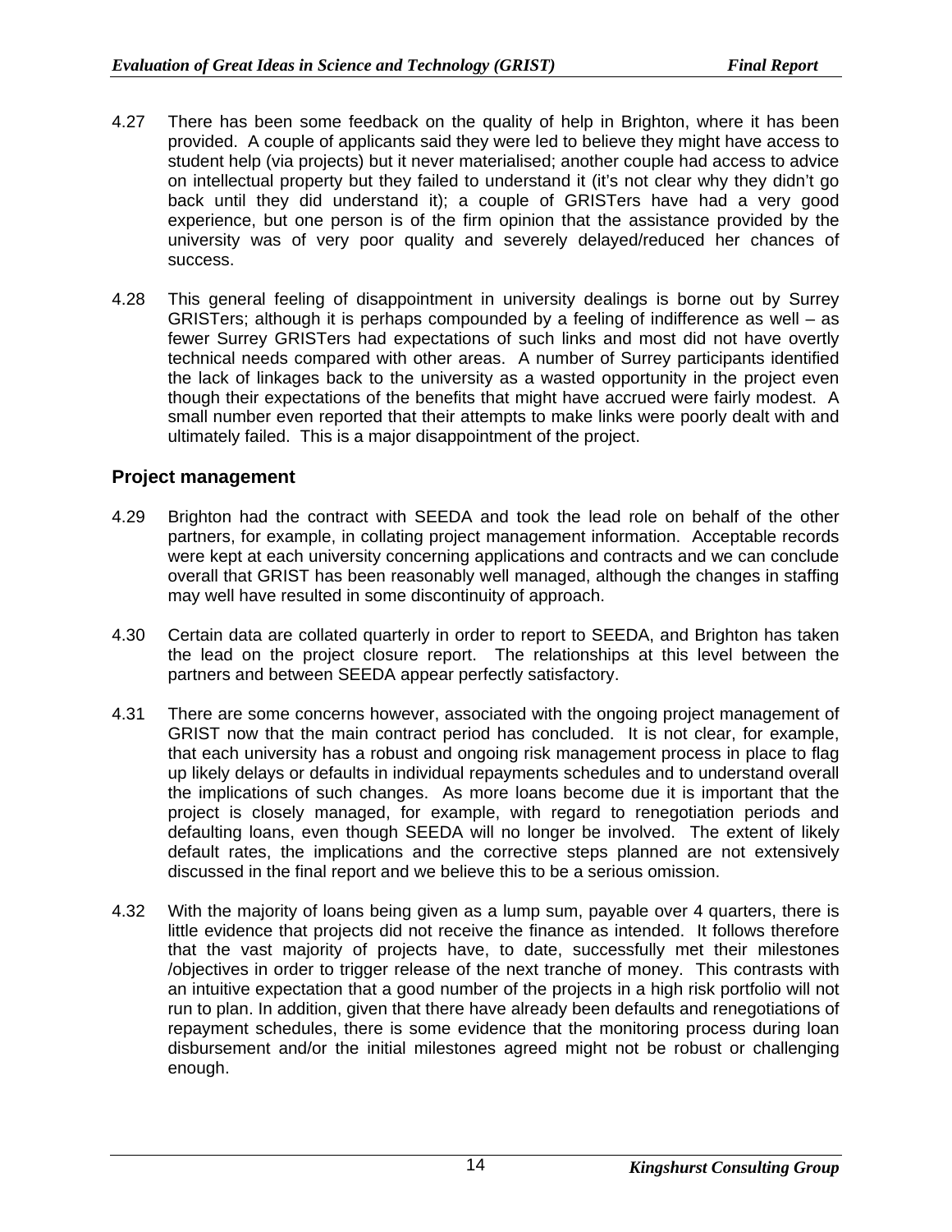4.27 There has been some feedback on the quality of help in Brighton, where it has been provided. A couple of applicants said they were led to believe they might have access to student help (via projects) but it never materialised; another couple had access to advice on intellectual property but they failed to understand it (it's not clear why they didn't go back until they did understand it); a couple of GRISTers have had a very good experience, but one person is of the firm opinion that the assistance provided by the university was of very poor quality and severely delayed/reduced her chances of success.

4.28 This general feeling of disappointment in university dealings is borne out by Surrey GRISTers; although it is perhaps compounded by a feeling of indifference as well – as fewer Surrey GRISTers had expectations of such links and most did not have overtly technical needs compared with other areas. A number of Surrey participants identified the lack of linkages back to the university as a wasted opportunity in the project even though their expectations of the benefits that might have accrued were fairly modest. A small number even reported that their attempts to make links were poorly dealt with and ultimately failed. This is a major disappointment of the project.

## Project management

4.29 Brighton had the contract with SEEDA and took the lead role on behalf of the other partners, for example, in collating project management information. Acceptable records were kept at each university concerning applications and contracts and we can conclude overall that GRIST has been reasonably well managed, although the changes in staffing may well have resulted in some discontinuity of approach.

4.30 Certain data are collated quarterly in order to report to SEEDA, and Brighton has taken the lead on the project closure report. The relationships at this level between the partners and between SEEDA appear perfectly satisfactory.

4.31 There are some concerns however, associated with the ongoing project management of GRIST now that the main contract period has concluded. It is not clear, for example, that each university has a robust and ongoing risk management process in place to flag up likely delays or defaults in individual repayments schedules and to understand overall the implications of such changes. As more loans become due it is important that the project is closely managed, for example, with regard to renegotiation periods and defaulting loans, even though SEEDA will no longer be involved. The extent of likely default rates, the implications and the corrective steps planned are not extensively discussed in the final report and we believe this to be a serious omission.

4.32 With the majority of loans being given as a lump sum, payable over 4 quarters, there is little evidence that projects did not receive the finance as intended. It follows therefore that the vast majority of projects have, to date, successfully met their milestones /objectives in order to trigger release of the next tranche of money. This contrasts with an intuitive expectation that a good number of the projects in a high risk portfolio will not run to plan. In addition, given that there have already been defaults and renegotiations of repayment schedules, there is some evidence that the monitoring process during loan disbursement and/or the initial milestones agreed might not be robust or challenging enough.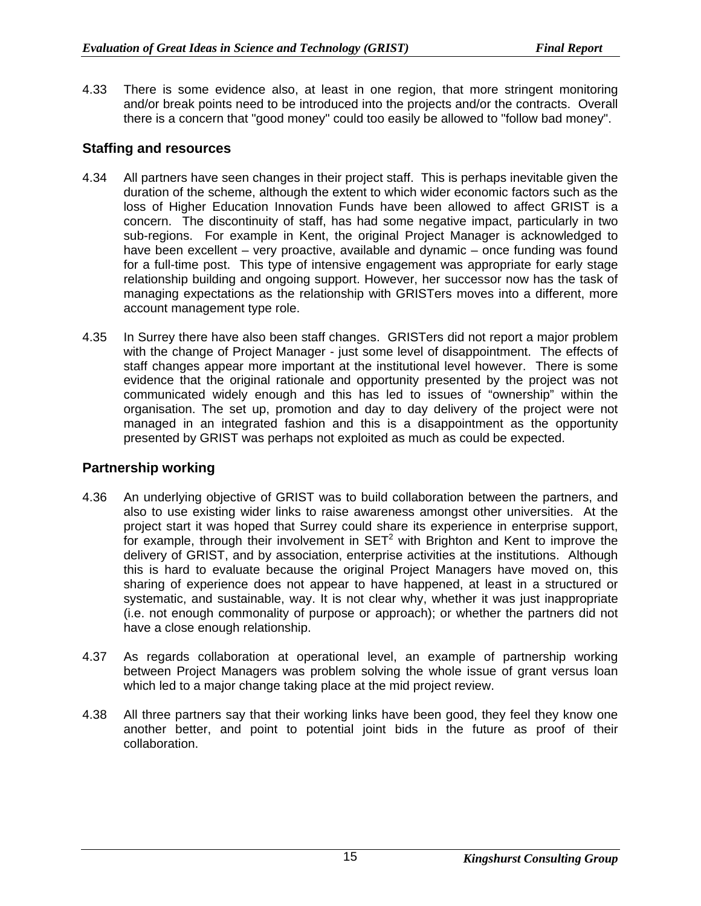4.33 There is some evidence also, at least in one region, that more stringent monitoring and/or break points need to be introduced into the projects and/or the contracts. Overall there is a concern that "good money" could too easily be allowed to "follow bad money".

## Staffing and resources

4.34 All partners have seen changes in their project staff. This is perhaps inevitable given the duration of the scheme, although the extent to which wider economic factors such as the loss of Higher Education Innovation Funds have been allowed to affect GRIST is a concern. The discontinuity of staff, has had some negative impact, particularly in two sub-regions. For example in Kent, the original Project Manager is acknowledged to have been excellent – very proactive, available and dynamic – once funding was found for a full-time post. This type of intensive engagement was appropriate for early stage relationship building and ongoing support. However, her successor now has the task of managing expectations as the relationship with GRISTers moves into a different, more account management type role.

4.35 In Surrey there have also been staff changes. GRISTers did not report a major problem with the change of Project Manager - just some level of disappointment. The effects of staff changes appear more important at the institutional level however. There is some evidence that the original rationale and opportunity presented by the project was not communicated widely enough and this has led to issues of "ownership" within the organisation. The set up, promotion and day to day delivery of the project were not managed in an integrated fashion and this is a disappointment as the opportunity presented by GRIST was perhaps not exploited as much as could be expected.

## Partnership working

4.36 An underlying objective of GRIST was to build collaboration between the partners, and also to use existing wider links to raise awareness amongst other universities. At the project start it was hoped that Surrey could share its experience in enterprise support, for example, through their involvement in SET[2] with Brighton and Kent to improve the delivery of GRIST, and by association, enterprise activities at the institutions. Although this is hard to evaluate because the original Project Managers have moved on, this sharing of experience does not appear to have happened, at least in a structured or systematic, and sustainable, way. It is not clear why, whether it was just inappropriate (i.e. not enough commonality of purpose or approach); or whether the partners did not have a close enough relationship.

4.37 As regards collaboration at operational level, an example of partnership working between Project Managers was problem solving the whole issue of grant versus loan which led to a major change taking place at the mid project review.

4.38 All three partners say that their working links have been good, they feel they know one another better, and point to potential joint bids in the future as proof of their collaboration.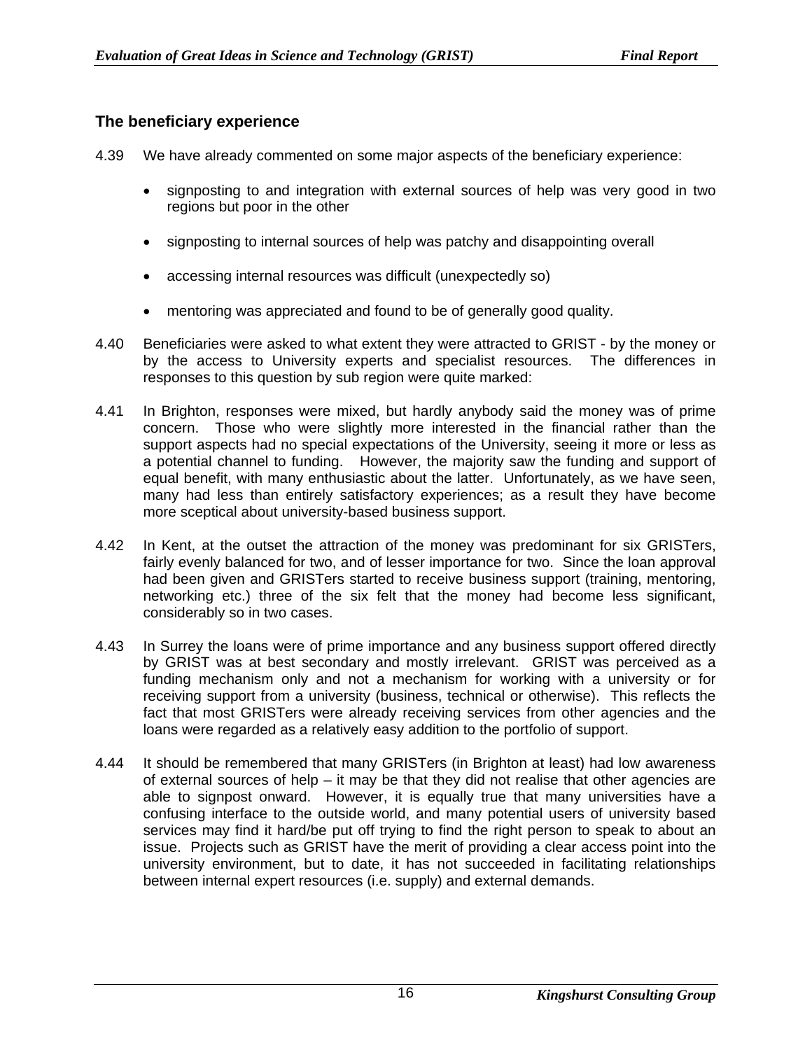## The beneficiary experience

4.39 We have already commented on some major aspects of the beneficiary experience:

- signposting to and integration with external sources of help was very good in two regions but poor in the other
- signposting to internal sources of help was patchy and disappointing overall
- accessing internal resources was difficult (unexpectedly so)
- mentoring was appreciated and found to be of generally good quality.

4.40 Beneficiaries were asked to what extent they were attracted to GRIST - by the money or by the access to University experts and specialist resources. The differences in responses to this question by sub region were quite marked:

4.41 In Brighton, responses were mixed, but hardly anybody said the money was of prime concern. Those who were slightly more interested in the financial rather than the support aspects had no special expectations of the University, seeing it more or less as a potential channel to funding. However, the majority saw the funding and support of equal benefit, with many enthusiastic about the latter. Unfortunately, as we have seen, many had less than entirely satisfactory experiences; as a result they have become more sceptical about university-based business support.

4.42 In Kent, at the outset the attraction of the money was predominant for six GRISTers, fairly evenly balanced for two, and of lesser importance for two. Since the loan approval had been given and GRISTers started to receive business support (training, mentoring, networking etc.) three of the six felt that the money had become less significant, considerably so in two cases.

4.43 In Surrey the loans were of prime importance and any business support offered directly by GRIST was at best secondary and mostly irrelevant. GRIST was perceived as a funding mechanism only and not a mechanism for working with a university or for receiving support from a university (business, technical or otherwise). This reflects the fact that most GRISTers were already receiving services from other agencies and the loans were regarded as a relatively easy addition to the portfolio of support.

4.44 It should be remembered that many GRISTers (in Brighton at least) had low awareness of external sources of help – it may be that they did not realise that other agencies are able to signpost onward. However, it is equally true that many universities have a confusing interface to the outside world, and many potential users of university based services may find it hard/be put off trying to find the right person to speak to about an issue. Projects such as GRIST have the merit of providing a clear access point into the university environment, but to date, it has not succeeded in facilitating relationships between internal expert resources (i.e. supply) and external demands.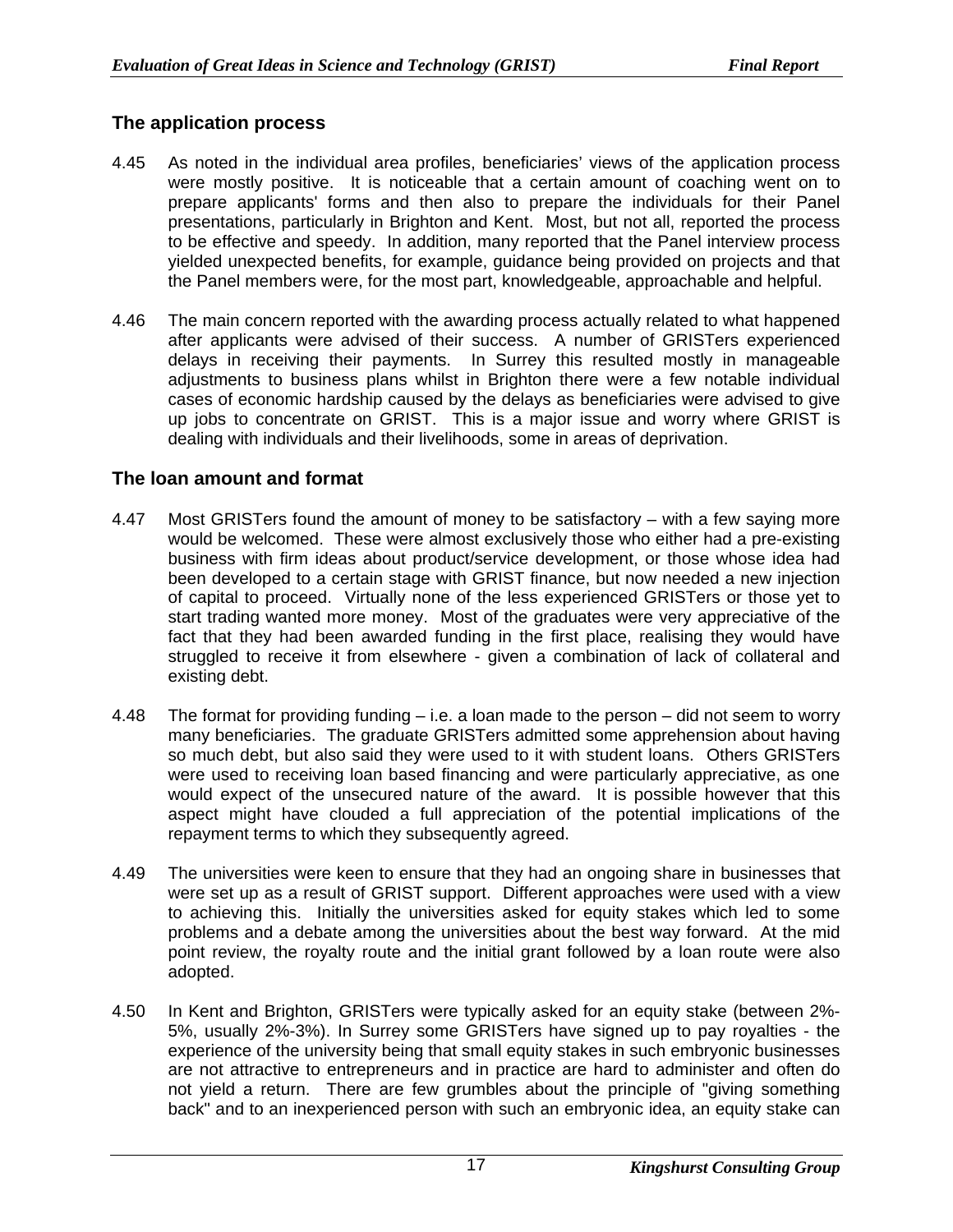## The application process

4.45 As noted in the individual area profiles, beneficiaries' views of the application process were mostly positive. It is noticeable that a certain amount of coaching went on to prepare applicants' forms and then also to prepare the individuals for their Panel presentations, particularly in Brighton and Kent. Most, but not all, reported the process to be effective and speedy. In addition, many reported that the Panel interview process yielded unexpected benefits, for example, guidance being provided on projects and that the Panel members were, for the most part, knowledgeable, approachable and helpful.

4.46 The main concern reported with the awarding process actually related to what happened after applicants were advised of their success. A number of GRISTers experienced delays in receiving their payments. In Surrey this resulted mostly in manageable adjustments to business plans whilst in Brighton there were a few notable individual cases of economic hardship caused by the delays as beneficiaries were advised to give up jobs to concentrate on GRIST. This is a major issue and worry where GRIST is dealing with individuals and their livelihoods, some in areas of deprivation.

## The loan amount and format

4.47 Most GRISTers found the amount of money to be satisfactory – with a few saying more would be welcomed. These were almost exclusively those who either had a pre-existing business with firm ideas about product/service development, or those whose idea had been developed to a certain stage with GRIST finance, but now needed a new injection of capital to proceed. Virtually none of the less experienced GRISTers or those yet to start trading wanted more money. Most of the graduates were very appreciative of the fact that they had been awarded funding in the first place, realising they would have struggled to receive it from elsewhere - given a combination of lack of collateral and existing debt.

4.48 The format for providing funding – i.e. a loan made to the person – did not seem to worry many beneficiaries. The graduate GRISTers admitted some apprehension about having so much debt, but also said they were used to it with student loans. Others GRISTers were used to receiving loan based financing and were particularly appreciative, as one would expect of the unsecured nature of the award. It is possible however that this aspect might have clouded a full appreciation of the potential implications of the repayment terms to which they subsequently agreed.

4.49 The universities were keen to ensure that they had an ongoing share in businesses that were set up as a result of GRIST support. Different approaches were used with a view to achieving this. Initially the universities asked for equity stakes which led to some problems and a debate among the universities about the best way forward. At the mid point review, the royalty route and the initial grant followed by a loan route were also adopted.

4.50 In Kent and Brighton, GRISTers were typically asked for an equity stake (between 2%-5%, usually 2%-3%). In Surrey some GRISTers have signed up to pay royalties - the experience of the university being that small equity stakes in such embryonic businesses are not attractive to entrepreneurs and in practice are hard to administer and often do not yield a return. There are few grumbles about the principle of "giving something back" and to an inexperienced person with such an embryonic idea, an equity stake can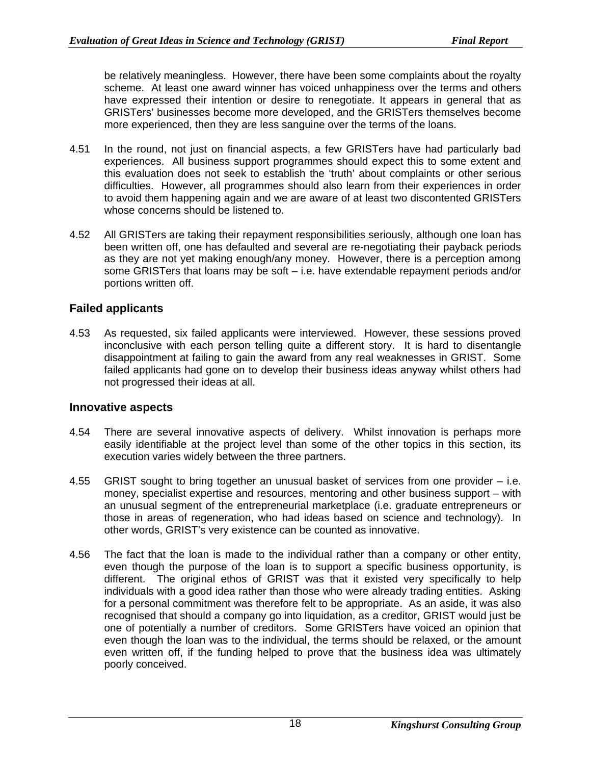be relatively meaningless. However, there have been some complaints about the royalty scheme. At least one award winner has voiced unhappiness over the terms and others have expressed their intention or desire to renegotiate. It appears in general that as GRISTers' businesses become more developed, and the GRISTers themselves become more experienced, then they are less sanguine over the terms of the loans.

4.51 In the round, not just on financial aspects, a few GRISTers have had particularly bad experiences. All business support programmes should expect this to some extent and this evaluation does not seek to establish the 'truth' about complaints or other serious difficulties. However, all programmes should also learn from their experiences in order to avoid them happening again and we are aware of at least two discontented GRISTers whose concerns should be listened to.

4.52 All GRISTers are taking their repayment responsibilities seriously, although one loan has been written off, one has defaulted and several are re-negotiating their payback periods as they are not yet making enough/any money. However, there is a perception among some GRISTers that loans may be soft – i.e. have extendable repayment periods and/or portions written off.

### Failed applicants

4.53 As requested, six failed applicants were interviewed. However, these sessions proved inconclusive with each person telling quite a different story. It is hard to disentangle disappointment at failing to gain the award from any real weaknesses in GRIST. Some failed applicants had gone on to develop their business ideas anyway whilst others had not progressed their ideas at all.

### Innovative aspects

4.54 There are several innovative aspects of delivery. Whilst innovation is perhaps more easily identifiable at the project level than some of the other topics in this section, its execution varies widely between the three partners.

4.55 GRIST sought to bring together an unusual basket of services from one provider – i.e. money, specialist expertise and resources, mentoring and other business support – with an unusual segment of the entrepreneurial marketplace (i.e. graduate entrepreneurs or those in areas of regeneration, who had ideas based on science and technology). In other words, GRIST's very existence can be counted as innovative.

4.56 The fact that the loan is made to the individual rather than a company or other entity, even though the purpose of the loan is to support a specific business opportunity, is different. The original ethos of GRIST was that it existed very specifically to help individuals with a good idea rather than those who were already trading entities. Asking for a personal commitment was therefore felt to be appropriate. As an aside, it was also recognised that should a company go into liquidation, as a creditor, GRIST would just be one of potentially a number of creditors. Some GRISTers have voiced an opinion that even though the loan was to the individual, the terms should be relaxed, or the amount even written off, if the funding helped to prove that the business idea was ultimately poorly conceived.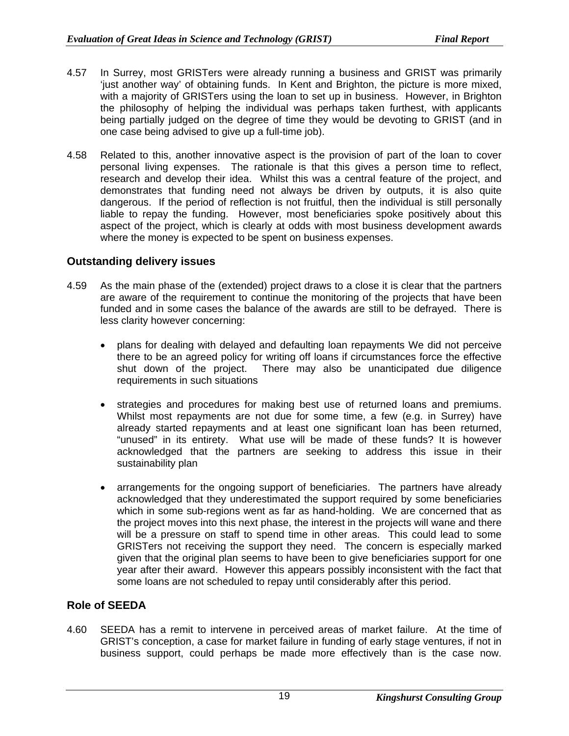4.57 In Surrey, most GRISTers were already running a business and GRIST was primarily ‘just another way’ of obtaining funds. In Kent and Brighton, the picture is more mixed, with a majority of GRISTers using the loan to set up in business. However, in Brighton the philosophy of helping the individual was perhaps taken furthest, with applicants being partially judged on the degree of time they would be devoting to GRIST (and in one case being advised to give up a full-time job).

4.58 Related to this, another innovative aspect is the provision of part of the loan to cover personal living expenses. The rationale is that this gives a person time to reflect, research and develop their idea. Whilst this was a central feature of the project, and demonstrates that funding need not always be driven by outputs, it is also quite dangerous. If the period of reflection is not fruitful, then the individual is still personally liable to repay the funding. However, most beneficiaries spoke positively about this aspect of the project, which is clearly at odds with most business development awards where the money is expected to be spent on business expenses.

## Outstanding delivery issues

4.59 As the main phase of the (extended) project draws to a close it is clear that the partners are aware of the requirement to continue the monitoring of the projects that have been funded and in some cases the balance of the awards are still to be defrayed. There is less clarity however concerning:

- plans for dealing with delayed and defaulting loan repayments We did not perceive there to be an agreed policy for writing off loans if circumstances force the effective shut down of the project. There may also be unanticipated due diligence requirements in such situations

- strategies and procedures for making best use of returned loans and premiums. Whilst most repayments are not due for some time, a few (e.g. in Surrey) have already started repayments and at least one significant loan has been returned, “unused” in its entirety. What use will be made of these funds? It is however acknowledged that the partners are seeking to address this issue in their sustainability plan

- arrangements for the ongoing support of beneficiaries. The partners have already acknowledged that they underestimated the support required by some beneficiaries which in some sub-regions went as far as hand-holding. We are concerned that as the project moves into this next phase, the interest in the projects will wane and there will be a pressure on staff to spend time in other areas. This could lead to some GRISTers not receiving the support they need. The concern is especially marked given that the original plan seems to have been to give beneficiaries support for one year after their award. However this appears possibly inconsistent with the fact that some loans are not scheduled to repay until considerably after this period.

## Role of SEEDA

4.60 SEEDA has a remit to intervene in perceived areas of market failure. At the time of GRIST’s conception, a case for market failure in funding of early stage ventures, if not in business support, could perhaps be made more effectively than is the case now.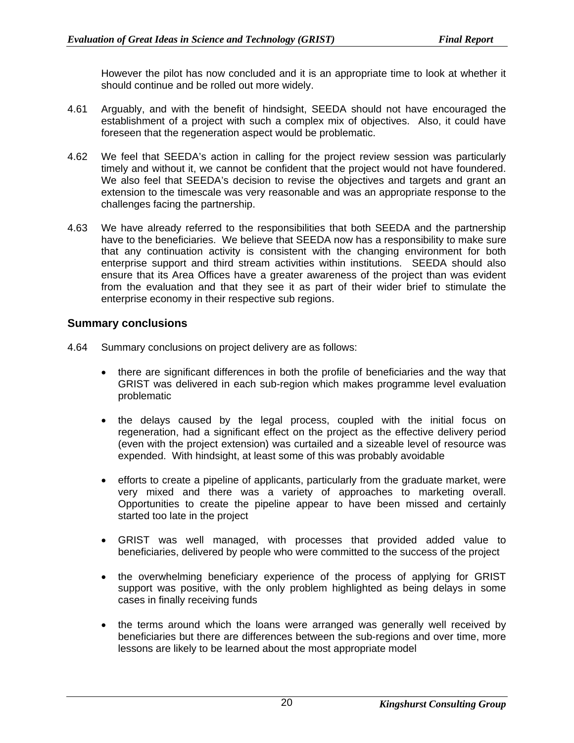However the pilot has now concluded and it is an appropriate time to look at whether it should continue and be rolled out more widely.

4.61 Arguably, and with the benefit of hindsight, SEEDA should not have encouraged the establishment of a project with such a complex mix of objectives. Also, it could have foreseen that the regeneration aspect would be problematic.

4.62 We feel that SEEDA's action in calling for the project review session was particularly timely and without it, we cannot be confident that the project would not have foundered. We also feel that SEEDA's decision to revise the objectives and targets and grant an extension to the timescale was very reasonable and was an appropriate response to the challenges facing the partnership.

4.63 We have already referred to the responsibilities that both SEEDA and the partnership have to the beneficiaries. We believe that SEEDA now has a responsibility to make sure that any continuation activity is consistent with the changing environment for both enterprise support and third stream activities within institutions. SEEDA should also ensure that its Area Offices have a greater awareness of the project than was evident from the evaluation and that they see it as part of their wider brief to stimulate the enterprise economy in their respective sub regions.

## Summary conclusions

4.64 Summary conclusions on project delivery are as follows:

- there are significant differences in both the profile of beneficiaries and the way that GRIST was delivered in each sub-region which makes programme level evaluation problematic

- the delays caused by the legal process, coupled with the initial focus on regeneration, had a significant effect on the project as the effective delivery period (even with the project extension) was curtailed and a sizeable level of resource was expended. With hindsight, at least some of this was probably avoidable

- efforts to create a pipeline of applicants, particularly from the graduate market, were very mixed and there was a variety of approaches to marketing overall. Opportunities to create the pipeline appear to have been missed and certainly started too late in the project

- GRIST was well managed, with processes that provided added value to beneficiaries, delivered by people who were committed to the success of the project

- the overwhelming beneficiary experience of the process of applying for GRIST support was positive, with the only problem highlighted as being delays in some cases in finally receiving funds

- the terms around which the loans were arranged was generally well received by beneficiaries but there are differences between the sub-regions and over time, more lessons are likely to be learned about the most appropriate model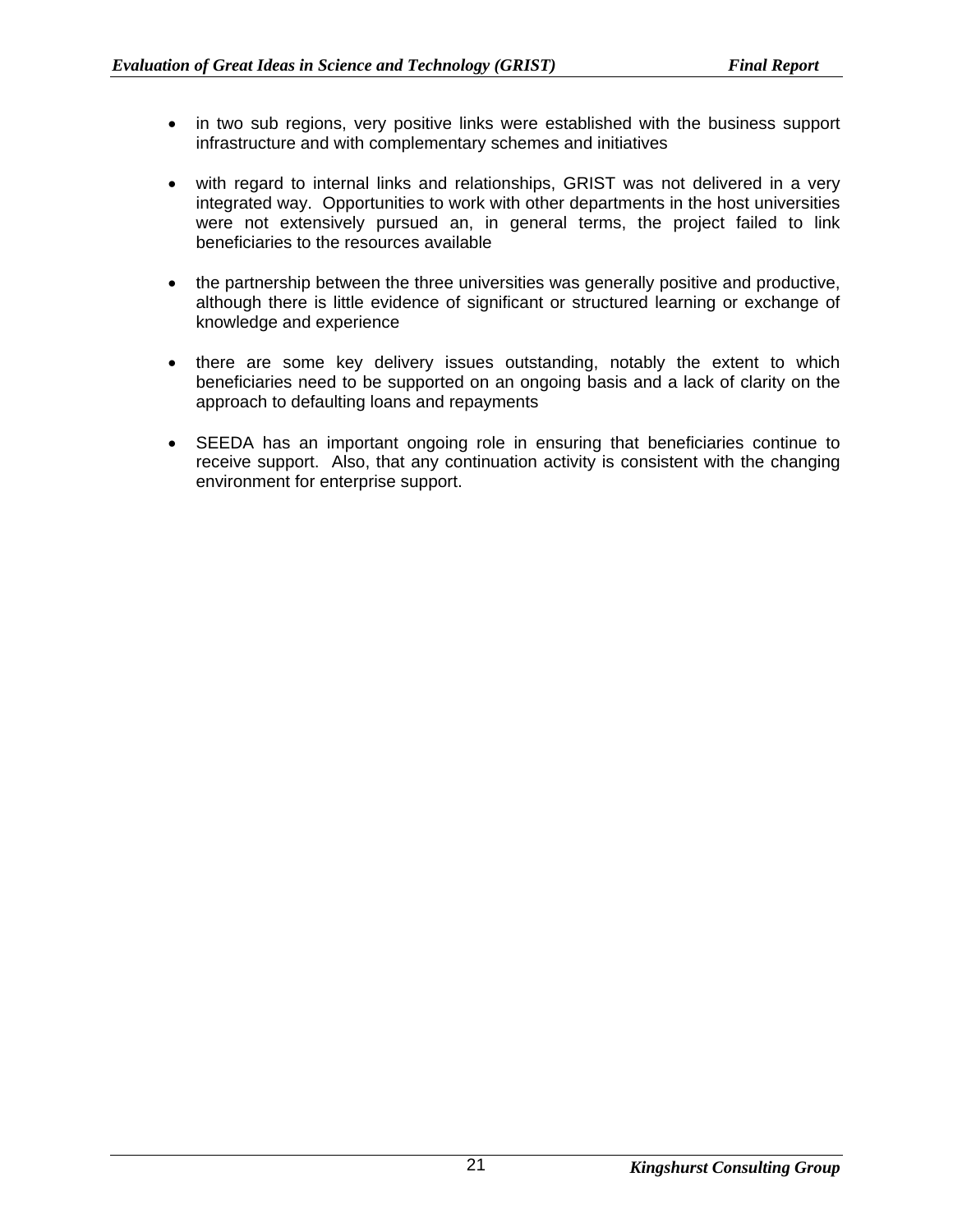- in two sub regions, very positive links were established with the business support infrastructure and with complementary schemes and initiatives

- with regard to internal links and relationships, GRIST was not delivered in a very integrated way. Opportunities to work with other departments in the host universities were not extensively pursued an, in general terms, the project failed to link beneficiaries to the resources available

- the partnership between the three universities was generally positive and productive, although there is little evidence of significant or structured learning or exchange of knowledge and experience

- there are some key delivery issues outstanding, notably the extent to which beneficiaries need to be supported on an ongoing basis and a lack of clarity on the approach to defaulting loans and repayments

- SEEDA has an important ongoing role in ensuring that beneficiaries continue to receive support. Also, that any continuation activity is consistent with the changing environment for enterprise support.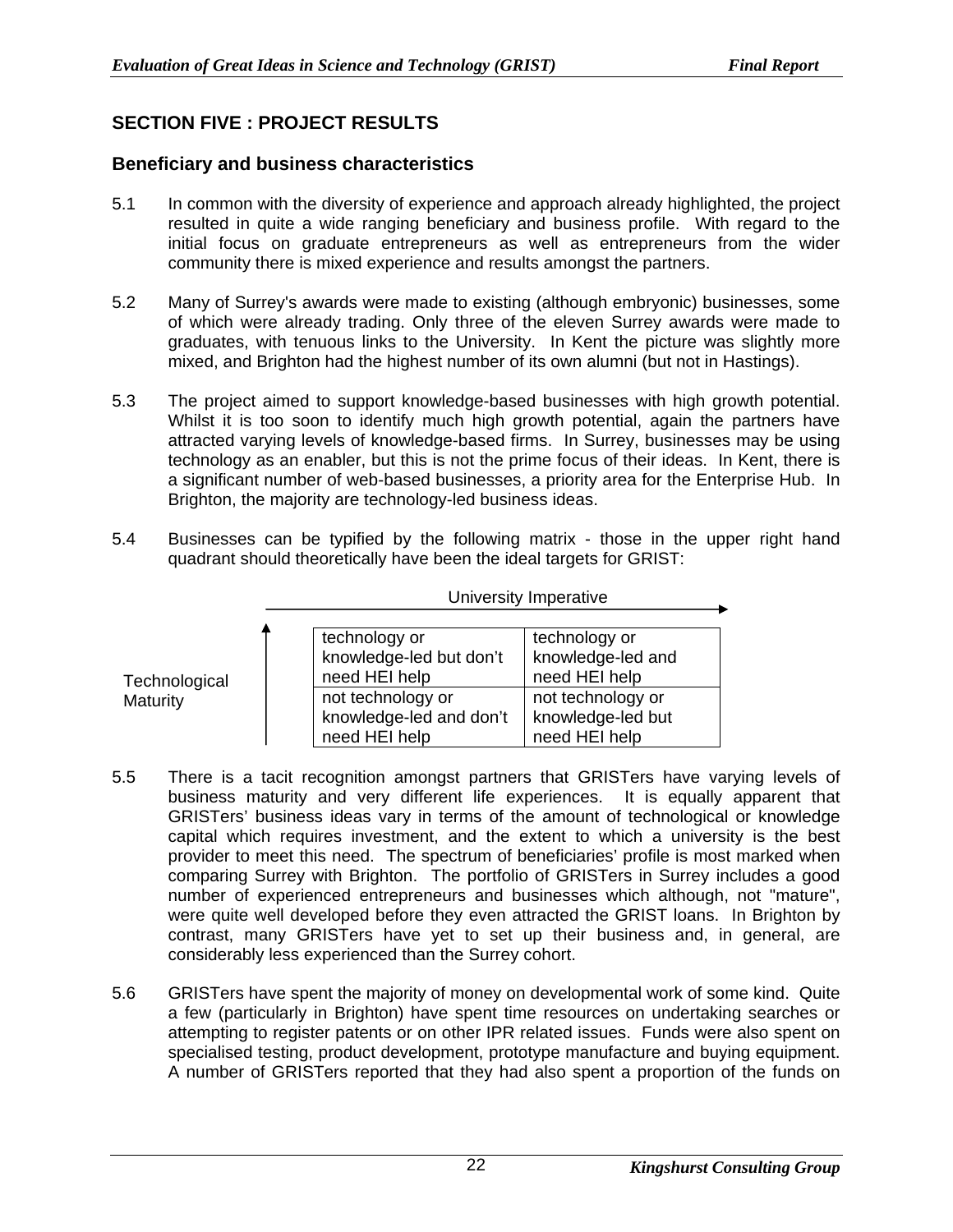## SECTION FIVE : PROJECT RESULTS

### Beneficiary and business characteristics

5.1 In common with the diversity of experience and approach already highlighted, the project resulted in quite a wide ranging beneficiary and business profile. With regard to the initial focus on graduate entrepreneurs as well as entrepreneurs from the wider community there is mixed experience and results amongst the partners.

5.2 Many of Surrey's awards were made to existing (although embryonic) businesses, some of which were already trading. Only three of the eleven Surrey awards were made to graduates, with tenuous links to the University. In Kent the picture was slightly more mixed, and Brighton had the highest number of its own alumni (but not in Hastings).

5.3 The project aimed to support knowledge-based businesses with high growth potential. Whilst it is too soon to identify much high growth potential, again the partners have attracted varying levels of knowledge-based firms. In Surrey, businesses may be using technology as an enabler, but this is not the prime focus of their ideas. In Kent, there is a significant number of web-based businesses, a priority area for the Enterprise Hub. In Brighton, the majority are technology-led business ideas.

5.4 Businesses can be typified by the following matrix - those in the upper right hand quadrant should theoretically have been the ideal targets for GRIST:

University Imperative →

| Technological Maturity ↑ | | |
|---|---|---|
| | technology or knowledge-led but don't need HEI help | technology or knowledge-led and need HEI help |
| | not technology or knowledge-led and don't need HEI help | not technology or knowledge-led but need HEI help |

5.5 There is a tacit recognition amongst partners that GRISTers have varying levels of business maturity and very different life experiences. It is equally apparent that GRISTers' business ideas vary in terms of the amount of technological or knowledge capital which requires investment, and the extent to which a university is the best provider to meet this need. The spectrum of beneficiaries' profile is most marked when comparing Surrey with Brighton. The portfolio of GRISTers in Surrey includes a good number of experienced entrepreneurs and businesses which although, not "mature", were quite well developed before they even attracted the GRIST loans. In Brighton by contrast, many GRISTers have yet to set up their business and, in general, are considerably less experienced than the Surrey cohort.

5.6 GRISTers have spent the majority of money on developmental work of some kind. Quite a few (particularly in Brighton) have spent time resources on undertaking searches or attempting to register patents or on other IPR related issues. Funds were also spent on specialised testing, product development, prototype manufacture and buying equipment. A number of GRISTers reported that they had also spent a proportion of the funds on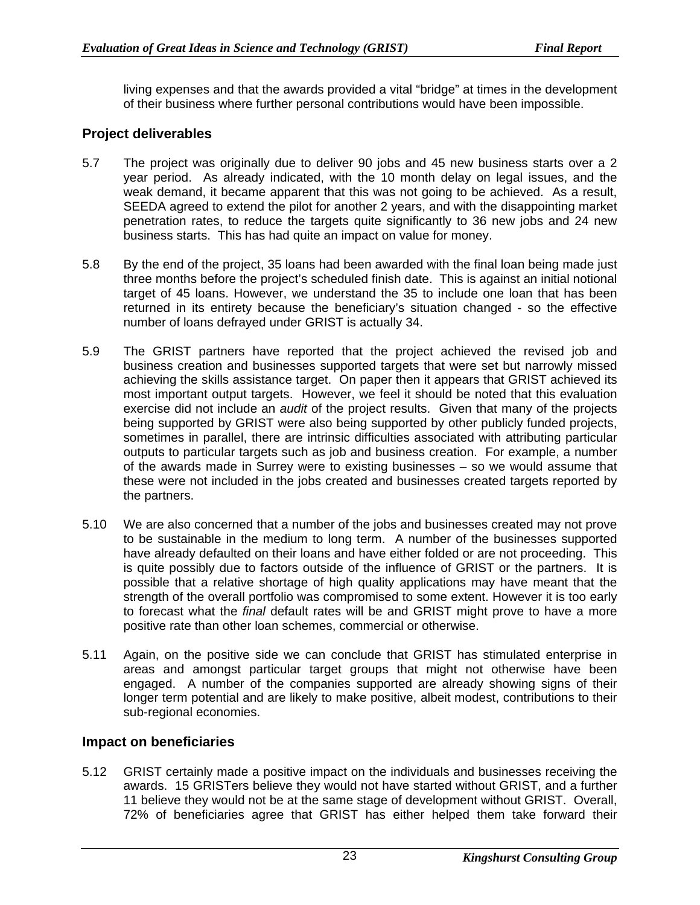living expenses and that the awards provided a vital “bridge” at times in the development of their business where further personal contributions would have been impossible.

## Project deliverables

5.7 The project was originally due to deliver 90 jobs and 45 new business starts over a 2 year period. As already indicated, with the 10 month delay on legal issues, and the weak demand, it became apparent that this was not going to be achieved. As a result, SEEDA agreed to extend the pilot for another 2 years, and with the disappointing market penetration rates, to reduce the targets quite significantly to 36 new jobs and 24 new business starts. This has had quite an impact on value for money.

5.8 By the end of the project, 35 loans had been awarded with the final loan being made just three months before the project’s scheduled finish date. This is against an initial notional target of 45 loans. However, we understand the 35 to include one loan that has been returned in its entirety because the beneficiary’s situation changed - so the effective number of loans defrayed under GRIST is actually 34.

5.9 The GRIST partners have reported that the project achieved the revised job and business creation and businesses supported targets that were set but narrowly missed achieving the skills assistance target. On paper then it appears that GRIST achieved its most important output targets. However, we feel it should be noted that this evaluation exercise did not include an *audit* of the project results. Given that many of the projects being supported by GRIST were also being supported by other publicly funded projects, sometimes in parallel, there are intrinsic difficulties associated with attributing particular outputs to particular targets such as job and business creation. For example, a number of the awards made in Surrey were to existing businesses – so we would assume that these were not included in the jobs created and businesses created targets reported by the partners.

5.10 We are also concerned that a number of the jobs and businesses created may not prove to be sustainable in the medium to long term. A number of the businesses supported have already defaulted on their loans and have either folded or are not proceeding. This is quite possibly due to factors outside of the influence of GRIST or the partners. It is possible that a relative shortage of high quality applications may have meant that the strength of the overall portfolio was compromised to some extent. However it is too early to forecast what the *final* default rates will be and GRIST might prove to have a more positive rate than other loan schemes, commercial or otherwise.

5.11 Again, on the positive side we can conclude that GRIST has stimulated enterprise in areas and amongst particular target groups that might not otherwise have been engaged. A number of the companies supported are already showing signs of their longer term potential and are likely to make positive, albeit modest, contributions to their sub-regional economies.

## Impact on beneficiaries

5.12 GRIST certainly made a positive impact on the individuals and businesses receiving the awards. 15 GRISTers believe they would not have started without GRIST, and a further 11 believe they would not be at the same stage of development without GRIST. Overall, 72% of beneficiaries agree that GRIST has either helped them take forward their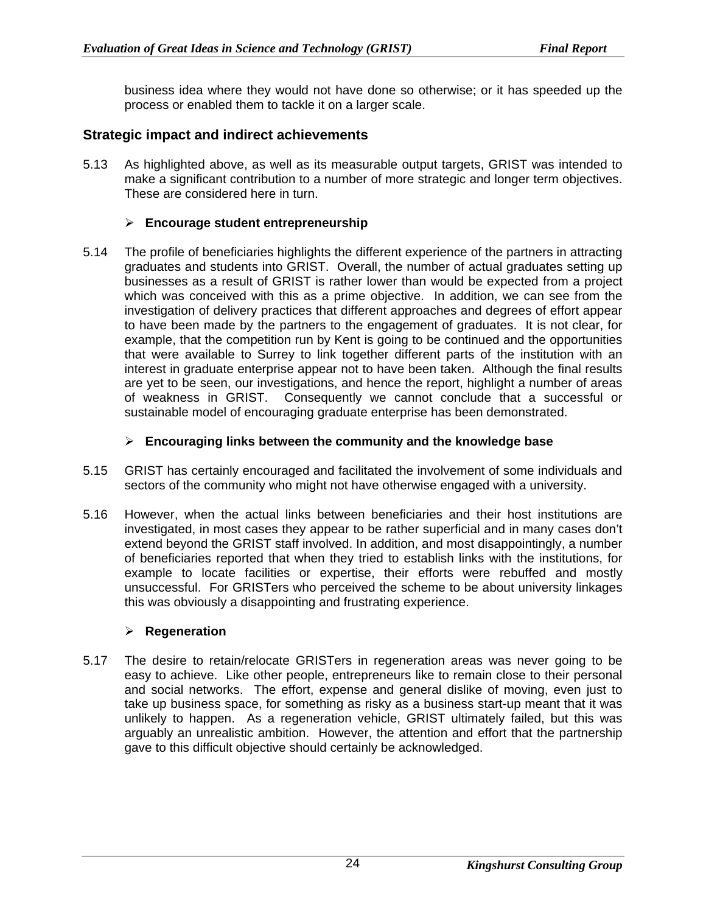business idea where they would not have done so otherwise; or it has speeded up the process or enabled them to tackle it on a larger scale.

### Strategic impact and indirect achievements

5.13 As highlighted above, as well as its measurable output targets, GRIST was intended to make a significant contribution to a number of more strategic and longer term objectives. These are considered here in turn.

- **Encourage student entrepreneurship**

5.14 The profile of beneficiaries highlights the different experience of the partners in attracting graduates and students into GRIST. Overall, the number of actual graduates setting up businesses as a result of GRIST is rather lower than would be expected from a project which was conceived with this as a prime objective. In addition, we can see from the investigation of delivery practices that different approaches and degrees of effort appear to have been made by the partners to the engagement of graduates. It is not clear, for example, that the competition run by Kent is going to be continued and the opportunities that were available to Surrey to link together different parts of the institution with an interest in graduate enterprise appear not to have been taken. Although the final results are yet to be seen, our investigations, and hence the report, highlight a number of areas of weakness in GRIST. Consequently we cannot conclude that a successful or sustainable model of encouraging graduate enterprise has been demonstrated.

- **Encouraging links between the community and the knowledge base**

5.15 GRIST has certainly encouraged and facilitated the involvement of some individuals and sectors of the community who might not have otherwise engaged with a university.

5.16 However, when the actual links between beneficiaries and their host institutions are investigated, in most cases they appear to be rather superficial and in many cases don't extend beyond the GRIST staff involved. In addition, and most disappointingly, a number of beneficiaries reported that when they tried to establish links with the institutions, for example to locate facilities or expertise, their efforts were rebuffed and mostly unsuccessful. For GRISTers who perceived the scheme to be about university linkages this was obviously a disappointing and frustrating experience.

- **Regeneration**

5.17 The desire to retain/relocate GRISTers in regeneration areas was never going to be easy to achieve. Like other people, entrepreneurs like to remain close to their personal and social networks. The effort, expense and general dislike of moving, even just to take up business space, for something as risky as a business start-up meant that it was unlikely to happen. As a regeneration vehicle, GRIST ultimately failed, but this was arguably an unrealistic ambition. However, the attention and effort that the partnership gave to this difficult objective should certainly be acknowledged.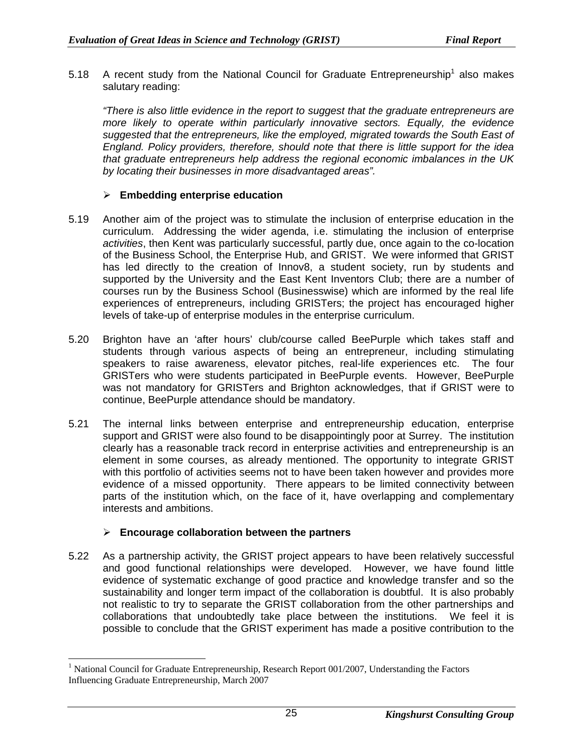5.18 A recent study from the National Council for Graduate Entrepreneurship[1] also makes salutary reading:

*"There is also little evidence in the report to suggest that the graduate entrepreneurs are more likely to operate within particularly innovative sectors. Equally, the evidence suggested that the entrepreneurs, like the employed, migrated towards the South East of England. Policy providers, therefore, should note that there is little support for the idea that graduate entrepreneurs help address the regional economic imbalances in the UK by locating their businesses in more disadvantaged areas".*

- **Embedding enterprise education**

5.19 Another aim of the project was to stimulate the inclusion of enterprise education in the curriculum. Addressing the wider agenda, i.e. stimulating the inclusion of enterprise *activities*, then Kent was particularly successful, partly due, once again to the co-location of the Business School, the Enterprise Hub, and GRIST. We were informed that GRIST has led directly to the creation of Innov8, a student society, run by students and supported by the University and the East Kent Inventors Club; there are a number of courses run by the Business School (Businesswise) which are informed by the real life experiences of entrepreneurs, including GRISTers; the project has encouraged higher levels of take-up of enterprise modules in the enterprise curriculum.

5.20 Brighton have an 'after hours' club/course called BeePurple which takes staff and students through various aspects of being an entrepreneur, including stimulating speakers to raise awareness, elevator pitches, real-life experiences etc. The four GRISTers who were students participated in BeePurple events. However, BeePurple was not mandatory for GRISTers and Brighton acknowledges, that if GRIST were to continue, BeePurple attendance should be mandatory.

5.21 The internal links between enterprise and entrepreneurship education, enterprise support and GRIST were also found to be disappointingly poor at Surrey. The institution clearly has a reasonable track record in enterprise activities and entrepreneurship is an element in some courses, as already mentioned. The opportunity to integrate GRIST with this portfolio of activities seems not to have been taken however and provides more evidence of a missed opportunity. There appears to be limited connectivity between parts of the institution which, on the face of it, have overlapping and complementary interests and ambitions.

- **Encourage collaboration between the partners**

5.22 As a partnership activity, the GRIST project appears to have been relatively successful and good functional relationships were developed. However, we have found little evidence of systematic exchange of good practice and knowledge transfer and so the sustainability and longer term impact of the collaboration is doubtful. It is also probably not realistic to try to separate the GRIST collaboration from the other partnerships and collaborations that undoubtedly take place between the institutions. We feel it is possible to conclude that the GRIST experiment has made a positive contribution to the

[1] National Council for Graduate Entrepreneurship, Research Report 001/2007, Understanding the Factors Influencing Graduate Entrepreneurship, March 2007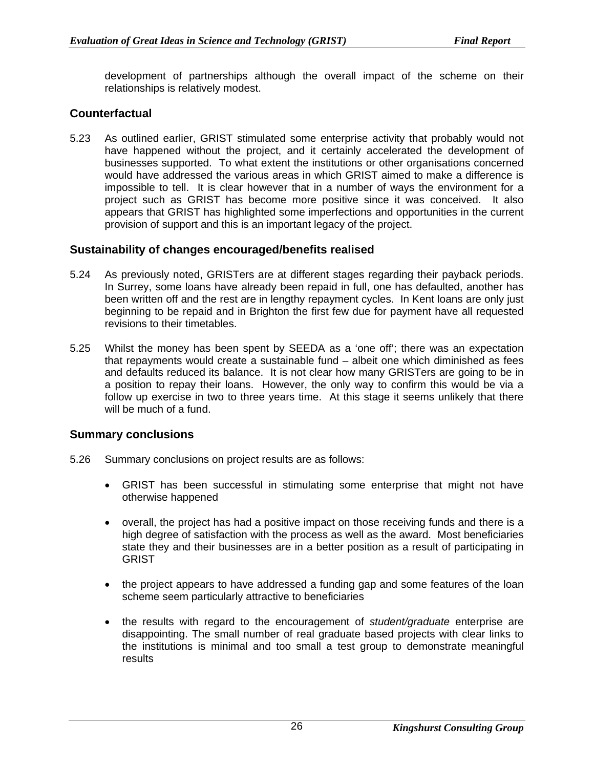development of partnerships although the overall impact of the scheme on their relationships is relatively modest.

## Counterfactual

5.23 As outlined earlier, GRIST stimulated some enterprise activity that probably would not have happened without the project, and it certainly accelerated the development of businesses supported. To what extent the institutions or other organisations concerned would have addressed the various areas in which GRIST aimed to make a difference is impossible to tell. It is clear however that in a number of ways the environment for a project such as GRIST has become more positive since it was conceived. It also appears that GRIST has highlighted some imperfections and opportunities in the current provision of support and this is an important legacy of the project.

## Sustainability of changes encouraged/benefits realised

5.24 As previously noted, GRISTers are at different stages regarding their payback periods. In Surrey, some loans have already been repaid in full, one has defaulted, another has been written off and the rest are in lengthy repayment cycles. In Kent loans are only just beginning to be repaid and in Brighton the first few due for payment have all requested revisions to their timetables.

5.25 Whilst the money has been spent by SEEDA as a 'one off'; there was an expectation that repayments would create a sustainable fund – albeit one which diminished as fees and defaults reduced its balance. It is not clear how many GRISTers are going to be in a position to repay their loans. However, the only way to confirm this would be via a follow up exercise in two to three years time. At this stage it seems unlikely that there will be much of a fund.

## Summary conclusions

5.26 Summary conclusions on project results are as follows:

- GRIST has been successful in stimulating some enterprise that might not have otherwise happened
- overall, the project has had a positive impact on those receiving funds and there is a high degree of satisfaction with the process as well as the award. Most beneficiaries state they and their businesses are in a better position as a result of participating in GRIST
- the project appears to have addressed a funding gap and some features of the loan scheme seem particularly attractive to beneficiaries
- the results with regard to the encouragement of *student/graduate* enterprise are disappointing. The small number of real graduate based projects with clear links to the institutions is minimal and too small a test group to demonstrate meaningful results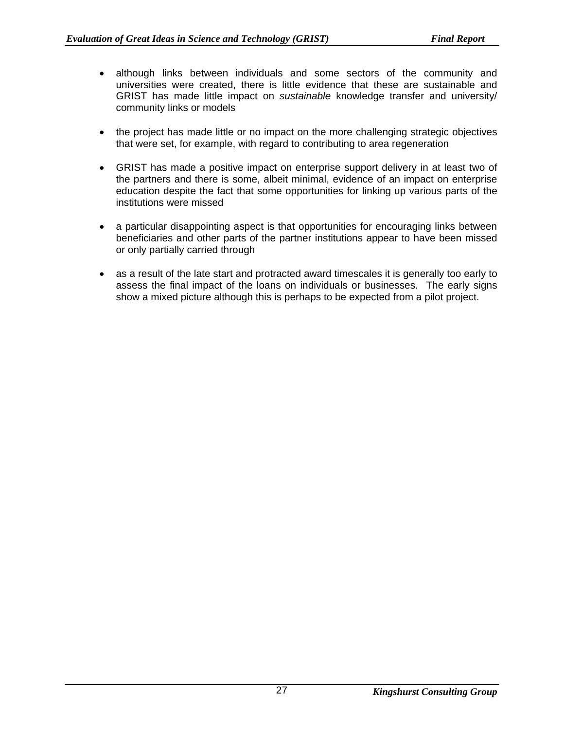- although links between individuals and some sectors of the community and universities were created, there is little evidence that these are sustainable and GRIST has made little impact on *sustainable* knowledge transfer and university/ community links or models

- the project has made little or no impact on the more challenging strategic objectives that were set, for example, with regard to contributing to area regeneration

- GRIST has made a positive impact on enterprise support delivery in at least two of the partners and there is some, albeit minimal, evidence of an impact on enterprise education despite the fact that some opportunities for linking up various parts of the institutions were missed

- a particular disappointing aspect is that opportunities for encouraging links between beneficiaries and other parts of the partner institutions appear to have been missed or only partially carried through

- as a result of the late start and protracted award timescales it is generally too early to assess the final impact of the loans on individuals or businesses. The early signs show a mixed picture although this is perhaps to be expected from a pilot project.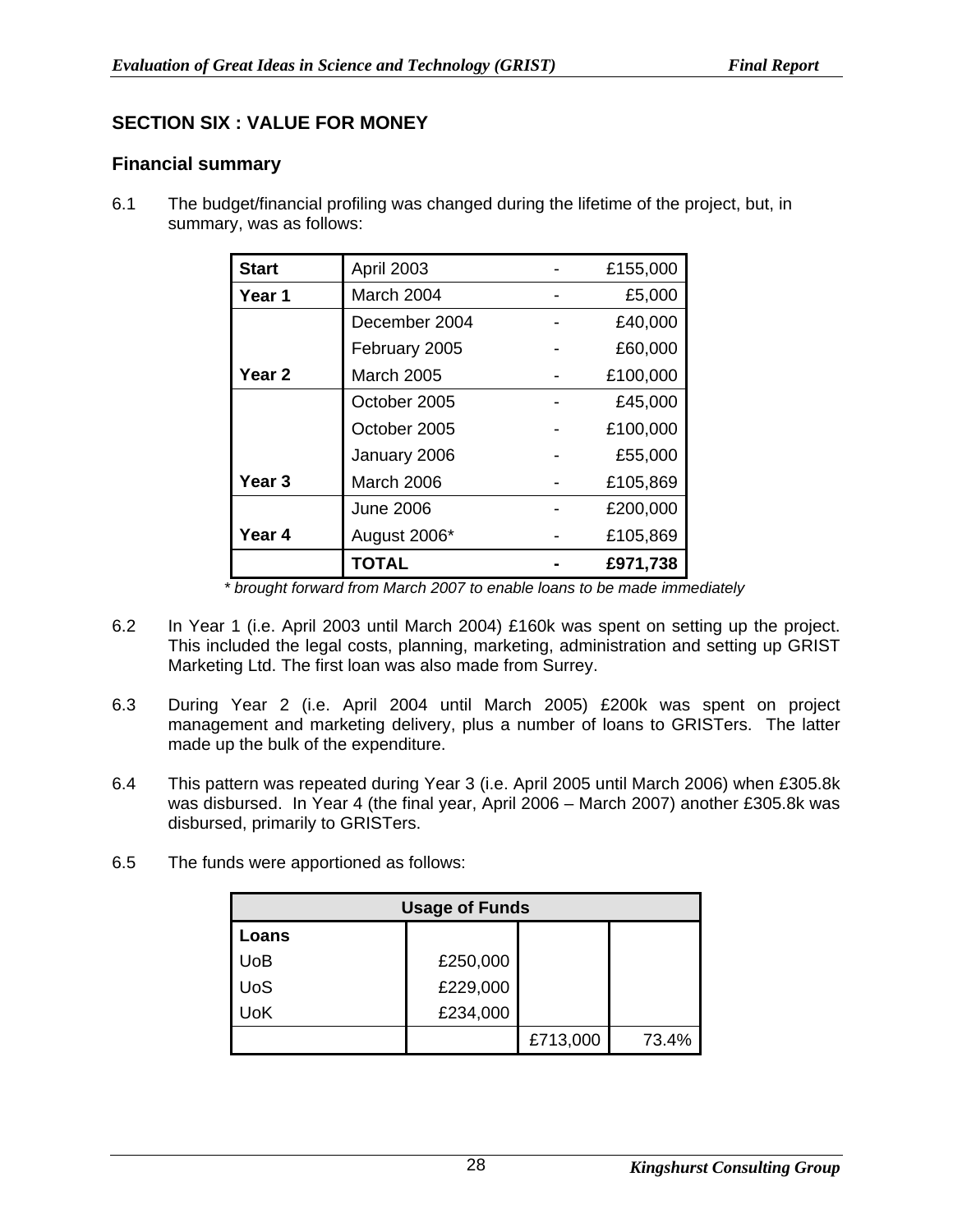## SECTION SIX : VALUE FOR MONEY

### Financial summary

6.1 The budget/financial profiling was changed during the lifetime of the project, but, in summary, was as follows:

| | | | |
|---|---|---|---|
| **Start** | April 2003 | - | £155,000 |
| **Year 1** | March 2004 | - | £5,000 |
| | December 2004 | - | £40,000 |
| | February 2005 | - | £60,000 |
| **Year 2** | March 2005 | - | £100,000 |
| | October 2005 | - | £45,000 |
| | October 2005 | - | £100,000 |
| | January 2006 | - | £55,000 |
| **Year 3** | March 2006 | - | £105,869 |
| | June 2006 | - | £200,000 |
| **Year 4** | August 2006* | - | £105,869 |
| | **TOTAL** | **-** | **£971,738** |

*\* brought forward from March 2007 to enable loans to be made immediately*

6.2 In Year 1 (i.e. April 2003 until March 2004) £160k was spent on setting up the project. This included the legal costs, planning, marketing, administration and setting up GRIST Marketing Ltd. The first loan was also made from Surrey.

6.3 During Year 2 (i.e. April 2004 until March 2005) £200k was spent on project management and marketing delivery, plus a number of loans to GRISTers. The latter made up the bulk of the expenditure.

6.4 This pattern was repeated during Year 3 (i.e. April 2005 until March 2006) when £305.8k was disbursed. In Year 4 (the final year, April 2006 – March 2007) another £305.8k was disbursed, primarily to GRISTers.

6.5 The funds were apportioned as follows:

| **Usage of Funds** | | | |
|---|---|---|---|
| **Loans** | | | |
| UoB | £250,000 | | |
| UoS | £229,000 | | |
| UoK | £234,000 | | |
| | | £713,000 | 73.4% |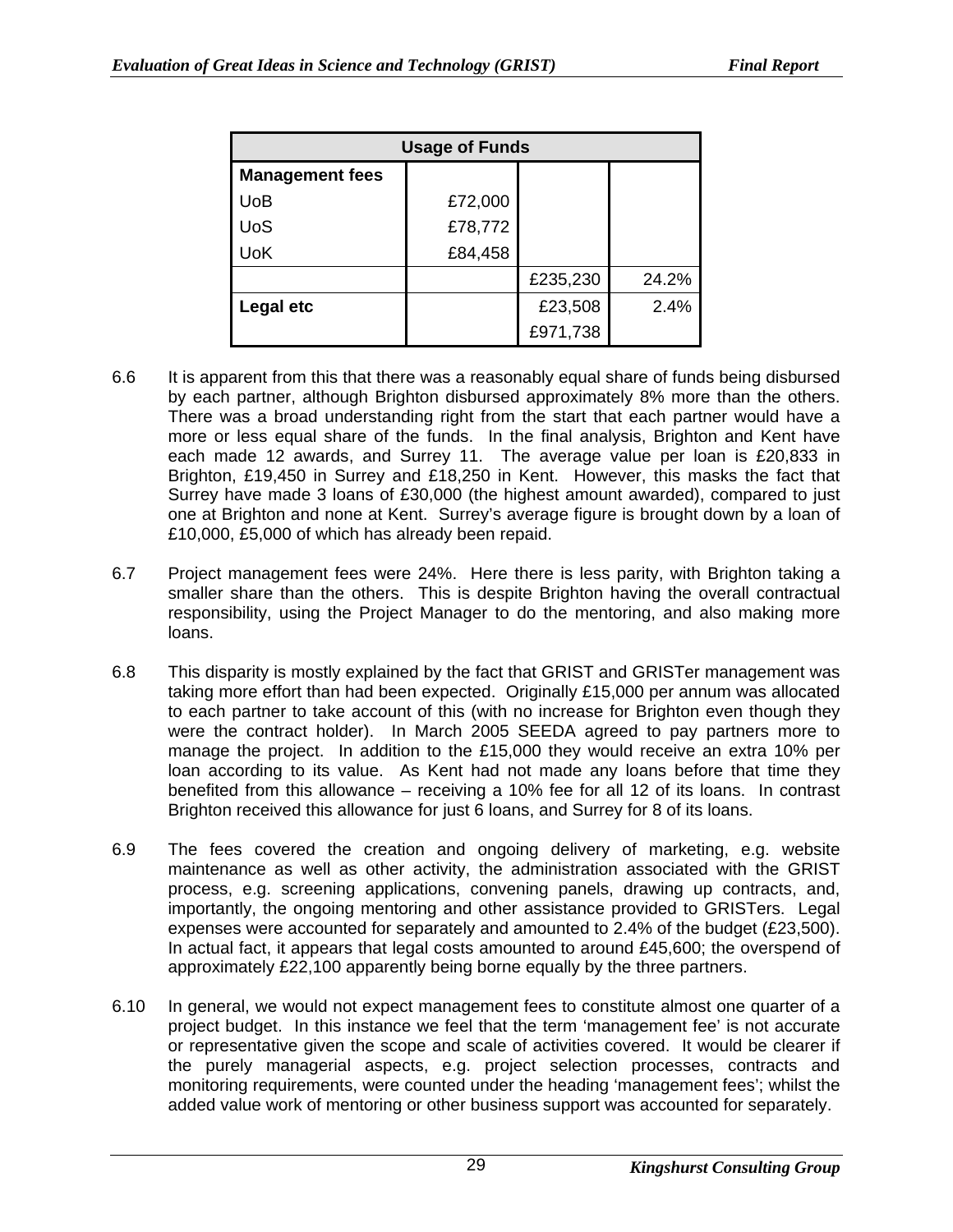| Usage of Funds | | | |
|---|---|---|---|
| **Management fees** | | | |
| UoB | £72,000 | | |
| UoS | £78,772 | | |
| UoK | £84,458 | | |
| | | £235,230 | 24.2% |
| **Legal etc** | | £23,508 | 2.4% |
| | | £971,738 | |

6.6 It is apparent from this that there was a reasonably equal share of funds being disbursed by each partner, although Brighton disbursed approximately 8% more than the others. There was a broad understanding right from the start that each partner would have a more or less equal share of the funds. In the final analysis, Brighton and Kent have each made 12 awards, and Surrey 11. The average value per loan is £20,833 in Brighton, £19,450 in Surrey and £18,250 in Kent. However, this masks the fact that Surrey have made 3 loans of £30,000 (the highest amount awarded), compared to just one at Brighton and none at Kent. Surrey's average figure is brought down by a loan of £10,000, £5,000 of which has already been repaid.

6.7 Project management fees were 24%. Here there is less parity, with Brighton taking a smaller share than the others. This is despite Brighton having the overall contractual responsibility, using the Project Manager to do the mentoring, and also making more loans.

6.8 This disparity is mostly explained by the fact that GRIST and GRISTer management was taking more effort than had been expected. Originally £15,000 per annum was allocated to each partner to take account of this (with no increase for Brighton even though they were the contract holder). In March 2005 SEEDA agreed to pay partners more to manage the project. In addition to the £15,000 they would receive an extra 10% per loan according to its value. As Kent had not made any loans before that time they benefited from this allowance – receiving a 10% fee for all 12 of its loans. In contrast Brighton received this allowance for just 6 loans, and Surrey for 8 of its loans.

6.9 The fees covered the creation and ongoing delivery of marketing, e.g. website maintenance as well as other activity, the administration associated with the GRIST process, e.g. screening applications, convening panels, drawing up contracts, and, importantly, the ongoing mentoring and other assistance provided to GRISTers. Legal expenses were accounted for separately and amounted to 2.4% of the budget (£23,500). In actual fact, it appears that legal costs amounted to around £45,600; the overspend of approximately £22,100 apparently being borne equally by the three partners.

6.10 In general, we would not expect management fees to constitute almost one quarter of a project budget. In this instance we feel that the term 'management fee' is not accurate or representative given the scope and scale of activities covered. It would be clearer if the purely managerial aspects, e.g. project selection processes, contracts and monitoring requirements, were counted under the heading 'management fees'; whilst the added value work of mentoring or other business support was accounted for separately.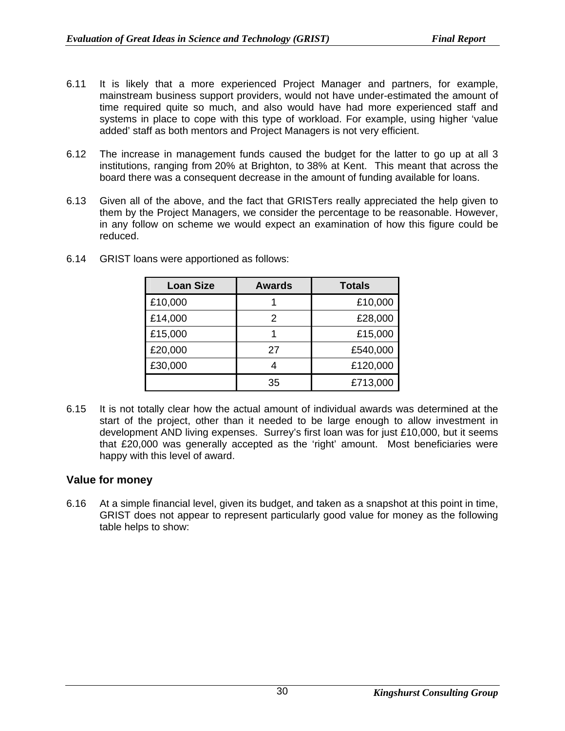6.11 It is likely that a more experienced Project Manager and partners, for example, mainstream business support providers, would not have under-estimated the amount of time required quite so much, and also would have had more experienced staff and systems in place to cope with this type of workload. For example, using higher 'value added' staff as both mentors and Project Managers is not very efficient.

6.12 The increase in management funds caused the budget for the latter to go up at all 3 institutions, ranging from 20% at Brighton, to 38% at Kent. This meant that across the board there was a consequent decrease in the amount of funding available for loans.

6.13 Given all of the above, and the fact that GRISTers really appreciated the help given to them by the Project Managers, we consider the percentage to be reasonable. However, in any follow on scheme we would expect an examination of how this figure could be reduced.

6.14 GRIST loans were apportioned as follows:

| Loan Size | Awards | Totals |
|---|---|---|
| £10,000 | 1 | £10,000 |
| £14,000 | 2 | £28,000 |
| £15,000 | 1 | £15,000 |
| £20,000 | 27 | £540,000 |
| £30,000 | 4 | £120,000 |
| | 35 | £713,000 |

6.15 It is not totally clear how the actual amount of individual awards was determined at the start of the project, other than it needed to be large enough to allow investment in development AND living expenses. Surrey's first loan was for just £10,000, but it seems that £20,000 was generally accepted as the 'right' amount. Most beneficiaries were happy with this level of award.

## Value for money

6.16 At a simple financial level, given its budget, and taken as a snapshot at this point in time, GRIST does not appear to represent particularly good value for money as the following table helps to show: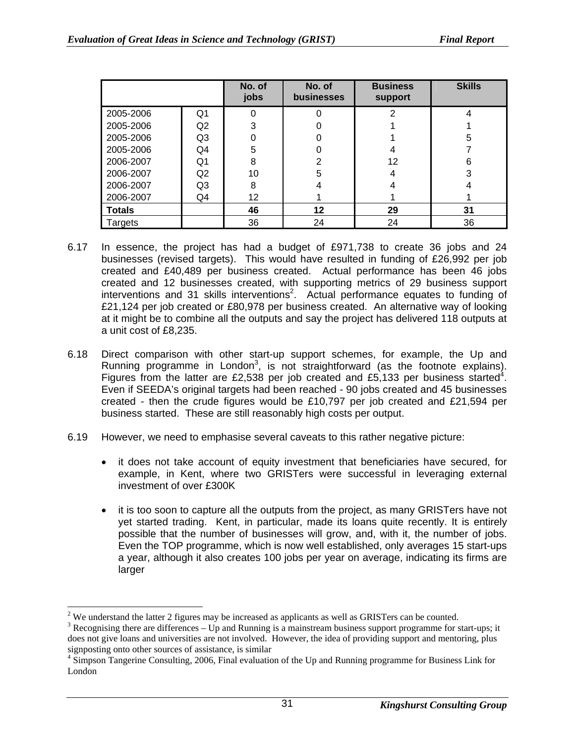| | | No. of jobs | No. of businesses | Business support | Skills |
|---|---|---|---|---|---|
| 2005-2006 | Q1 | 0 | 0 | 2 | 4 |
| 2005-2006 | Q2 | 3 | 0 | 1 | 1 |
| 2005-2006 | Q3 | 0 | 0 | 1 | 5 |
| 2005-2006 | Q4 | 5 | 0 | 4 | 7 |
| 2006-2007 | Q1 | 8 | 2 | 12 | 6 |
| 2006-2007 | Q2 | 10 | 5 | 4 | 3 |
| 2006-2007 | Q3 | 8 | 4 | 4 | 4 |
| 2006-2007 | Q4 | 12 | 1 | 1 | 1 |
| **Totals** | | **46** | **12** | **29** | **31** |
| Targets | | 36 | 24 | 24 | 36 |

6.17 In essence, the project has had a budget of £971,738 to create 36 jobs and 24 businesses (revised targets). This would have resulted in funding of £26,992 per job created and £40,489 per business created. Actual performance has been 46 jobs created and 12 businesses created, with supporting metrics of 29 business support interventions and 31 skills interventions[2]. Actual performance equates to funding of £21,124 per job created or £80,978 per business created. An alternative way of looking at it might be to combine all the outputs and say the project has delivered 118 outputs at a unit cost of £8,235.

6.18 Direct comparison with other start-up support schemes, for example, the Up and Running programme in London[3], is not straightforward (as the footnote explains). Figures from the latter are £2,538 per job created and £5,133 per business started[4]. Even if SEEDA's original targets had been reached - 90 jobs created and 45 businesses created - then the crude figures would be £10,797 per job created and £21,594 per business started. These are still reasonably high costs per output.

6.19 However, we need to emphasise several caveats to this rather negative picture:

- it does not take account of equity investment that beneficiaries have secured, for example, in Kent, where two GRISTers were successful in leveraging external investment of over £300K

- it is too soon to capture all the outputs from the project, as many GRISTers have not yet started trading. Kent, in particular, made its loans quite recently. It is entirely possible that the number of businesses will grow, and, with it, the number of jobs. Even the TOP programme, which is now well established, only averages 15 start-ups a year, although it also creates 100 jobs per year on average, indicating its firms are larger

---

[2] We understand the latter 2 figures may be increased as applicants as well as GRISTers can be counted.

[3] Recognising there are differences – Up and Running is a mainstream business support programme for start-ups; it does not give loans and universities are not involved. However, the idea of providing support and mentoring, plus signposting onto other sources of assistance, is similar

[4] Simpson Tangerine Consulting, 2006, Final evaluation of the Up and Running programme for Business Link for London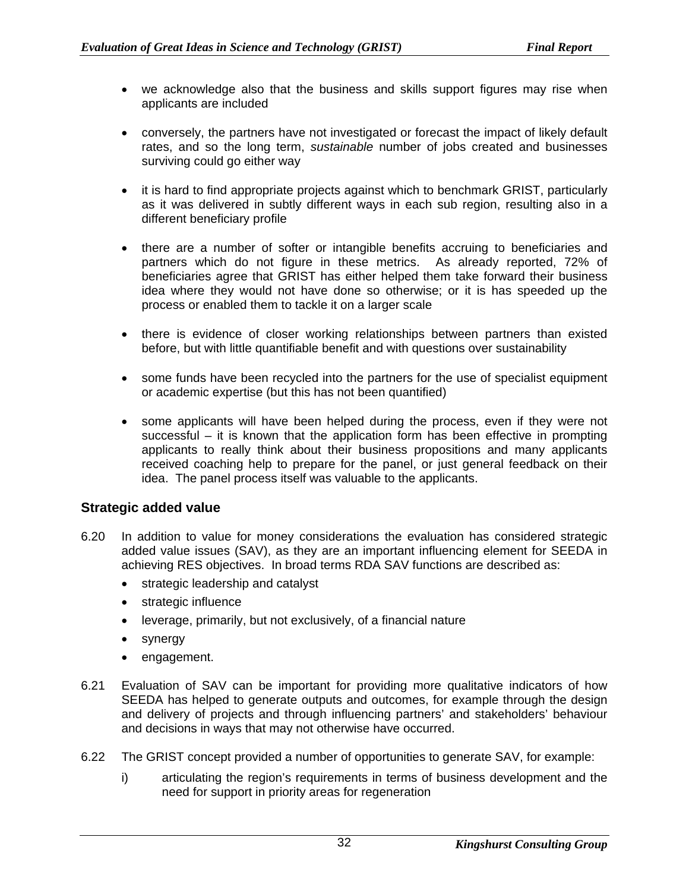- we acknowledge also that the business and skills support figures may rise when applicants are included

- conversely, the partners have not investigated or forecast the impact of likely default rates, and so the long term, *sustainable* number of jobs created and businesses surviving could go either way

- it is hard to find appropriate projects against which to benchmark GRIST, particularly as it was delivered in subtly different ways in each sub region, resulting also in a different beneficiary profile

- there are a number of softer or intangible benefits accruing to beneficiaries and partners which do not figure in these metrics. As already reported, 72% of beneficiaries agree that GRIST has either helped them take forward their business idea where they would not have done so otherwise; or it is has speeded up the process or enabled them to tackle it on a larger scale

- there is evidence of closer working relationships between partners than existed before, but with little quantifiable benefit and with questions over sustainability

- some funds have been recycled into the partners for the use of specialist equipment or academic expertise (but this has not been quantified)

- some applicants will have been helped during the process, even if they were not successful – it is known that the application form has been effective in prompting applicants to really think about their business propositions and many applicants received coaching help to prepare for the panel, or just general feedback on their idea. The panel process itself was valuable to the applicants.

## Strategic added value

6.20 In addition to value for money considerations the evaluation has considered strategic added value issues (SAV), as they are an important influencing element for SEEDA in achieving RES objectives. In broad terms RDA SAV functions are described as:

- strategic leadership and catalyst
- strategic influence
- leverage, primarily, but not exclusively, of a financial nature
- synergy
- engagement.

6.21 Evaluation of SAV can be important for providing more qualitative indicators of how SEEDA has helped to generate outputs and outcomes, for example through the design and delivery of projects and through influencing partners' and stakeholders' behaviour and decisions in ways that may not otherwise have occurred.

6.22 The GRIST concept provided a number of opportunities to generate SAV, for example:

i) articulating the region's requirements in terms of business development and the need for support in priority areas for regeneration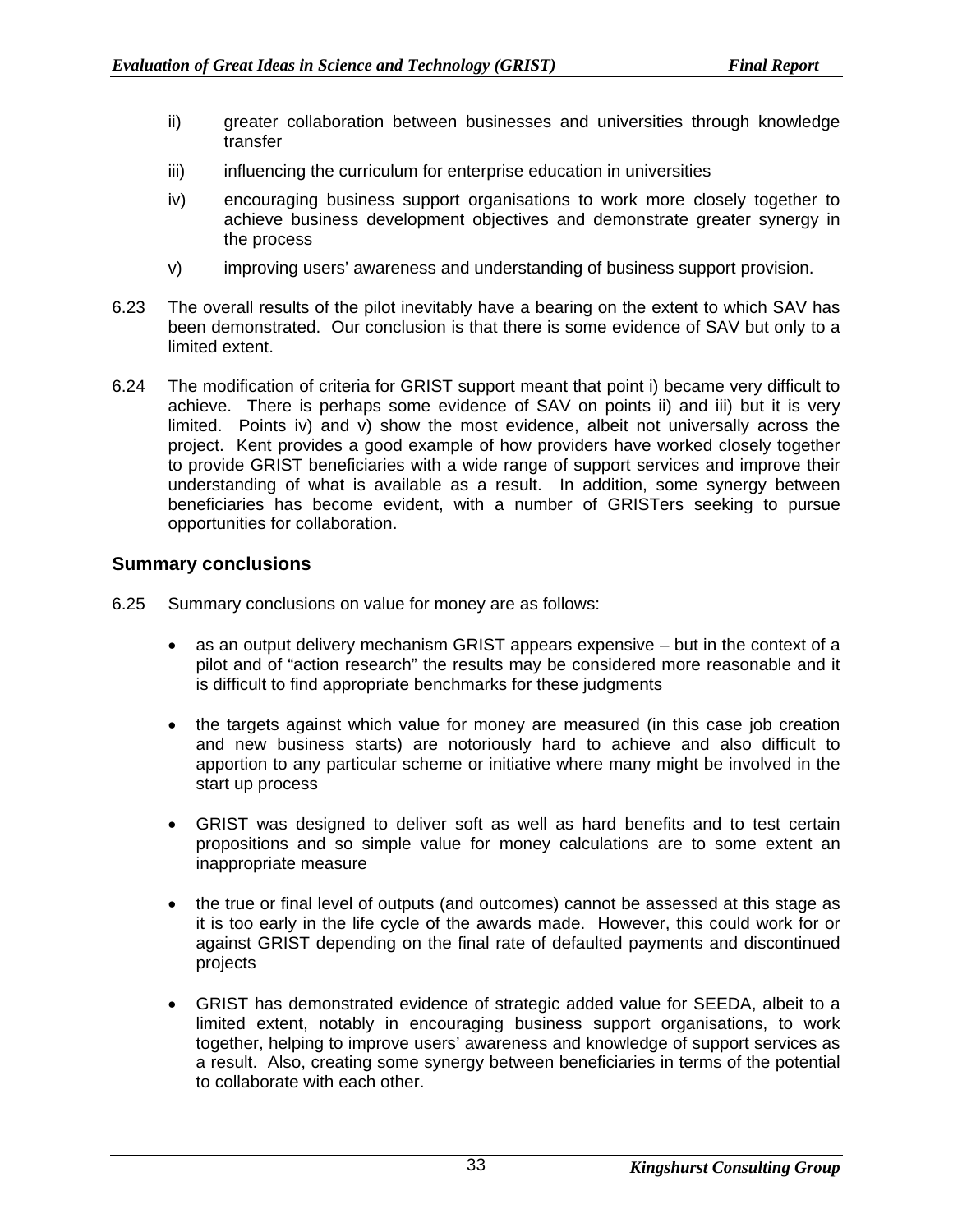ii) greater collaboration between businesses and universities through knowledge transfer

iii) influencing the curriculum for enterprise education in universities

iv) encouraging business support organisations to work more closely together to achieve business development objectives and demonstrate greater synergy in the process

v) improving users' awareness and understanding of business support provision.

6.23 The overall results of the pilot inevitably have a bearing on the extent to which SAV has been demonstrated. Our conclusion is that there is some evidence of SAV but only to a limited extent.

6.24 The modification of criteria for GRIST support meant that point i) became very difficult to achieve. There is perhaps some evidence of SAV on points ii) and iii) but it is very limited. Points iv) and v) show the most evidence, albeit not universally across the project. Kent provides a good example of how providers have worked closely together to provide GRIST beneficiaries with a wide range of support services and improve their understanding of what is available as a result. In addition, some synergy between beneficiaries has become evident, with a number of GRISTers seeking to pursue opportunities for collaboration.

## Summary conclusions

6.25 Summary conclusions on value for money are as follows:

- as an output delivery mechanism GRIST appears expensive – but in the context of a pilot and of "action research" the results may be considered more reasonable and it is difficult to find appropriate benchmarks for these judgments

- the targets against which value for money are measured (in this case job creation and new business starts) are notoriously hard to achieve and also difficult to apportion to any particular scheme or initiative where many might be involved in the start up process

- GRIST was designed to deliver soft as well as hard benefits and to test certain propositions and so simple value for money calculations are to some extent an inappropriate measure

- the true or final level of outputs (and outcomes) cannot be assessed at this stage as it is too early in the life cycle of the awards made. However, this could work for or against GRIST depending on the final rate of defaulted payments and discontinued projects

- GRIST has demonstrated evidence of strategic added value for SEEDA, albeit to a limited extent, notably in encouraging business support organisations, to work together, helping to improve users' awareness and knowledge of support services as a result. Also, creating some synergy between beneficiaries in terms of the potential to collaborate with each other.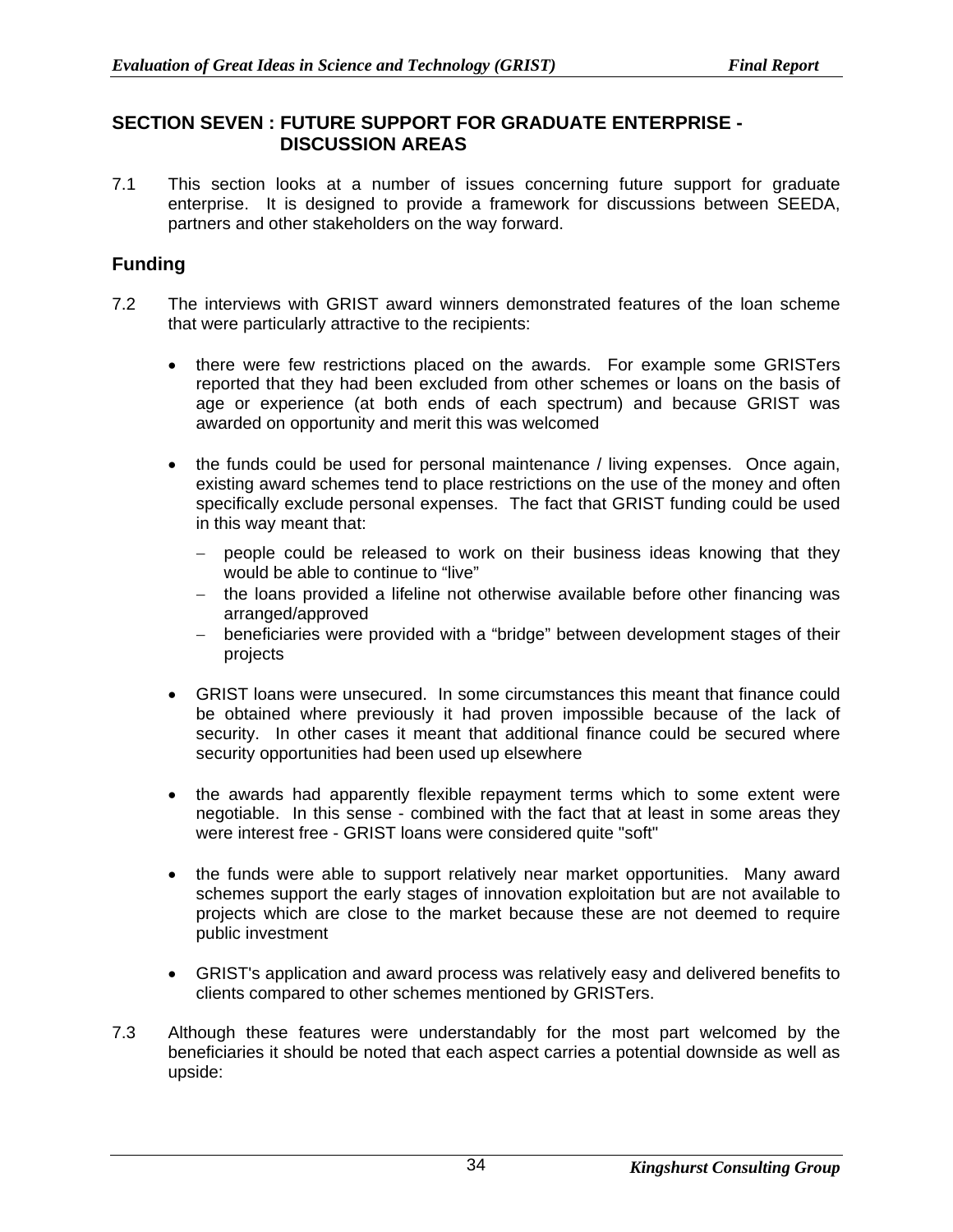## SECTION SEVEN : FUTURE SUPPORT FOR GRADUATE ENTERPRISE - DISCUSSION AREAS

7.1 This section looks at a number of issues concerning future support for graduate enterprise. It is designed to provide a framework for discussions between SEEDA, partners and other stakeholders on the way forward.

### Funding

7.2 The interviews with GRIST award winners demonstrated features of the loan scheme that were particularly attractive to the recipients:

- there were few restrictions placed on the awards. For example some GRISTers reported that they had been excluded from other schemes or loans on the basis of age or experience (at both ends of each spectrum) and because GRIST was awarded on opportunity and merit this was welcomed

- the funds could be used for personal maintenance / living expenses. Once again, existing award schemes tend to place restrictions on the use of the money and often specifically exclude personal expenses. The fact that GRIST funding could be used in this way meant that:
  - people could be released to work on their business ideas knowing that they would be able to continue to "live"
  - the loans provided a lifeline not otherwise available before other financing was arranged/approved
  - beneficiaries were provided with a "bridge" between development stages of their projects

- GRIST loans were unsecured. In some circumstances this meant that finance could be obtained where previously it had proven impossible because of the lack of security. In other cases it meant that additional finance could be secured where security opportunities had been used up elsewhere

- the awards had apparently flexible repayment terms which to some extent were negotiable. In this sense - combined with the fact that at least in some areas they were interest free - GRIST loans were considered quite "soft"

- the funds were able to support relatively near market opportunities. Many award schemes support the early stages of innovation exploitation but are not available to projects which are close to the market because these are not deemed to require public investment

- GRIST's application and award process was relatively easy and delivered benefits to clients compared to other schemes mentioned by GRISTers.

7.3 Although these features were understandably for the most part welcomed by the beneficiaries it should be noted that each aspect carries a potential downside as well as upside: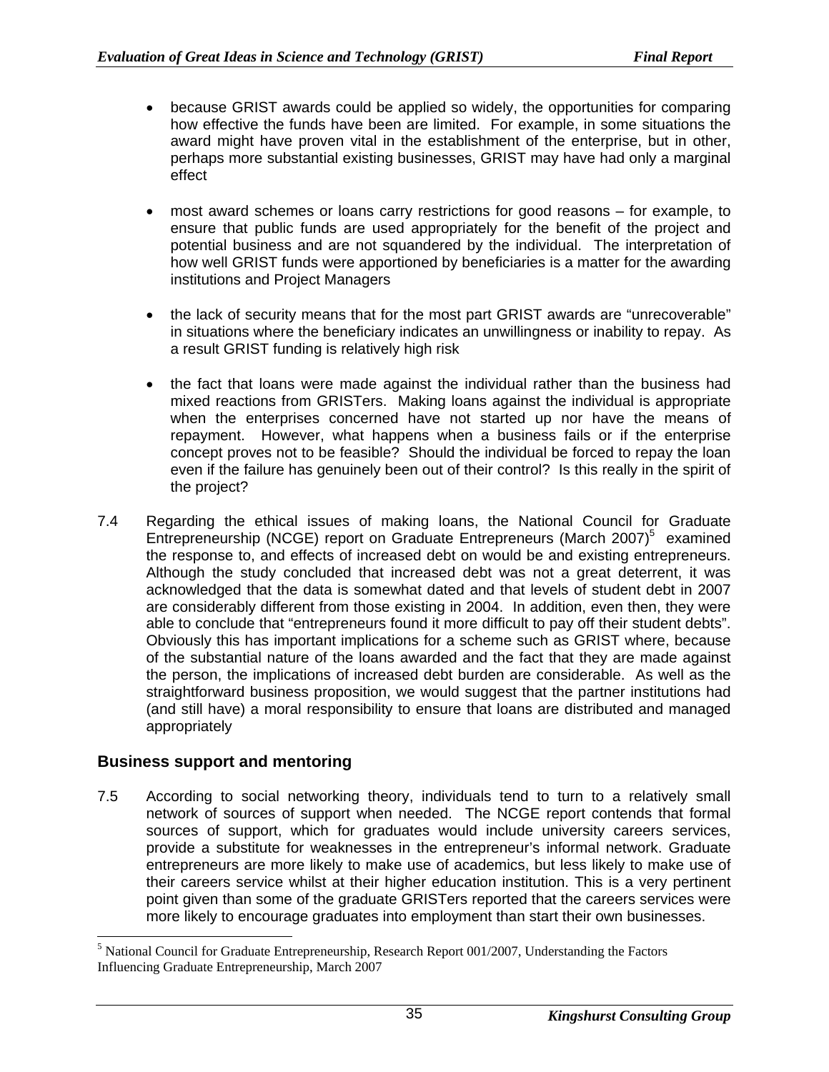- because GRIST awards could be applied so widely, the opportunities for comparing how effective the funds have been are limited. For example, in some situations the award might have proven vital in the establishment of the enterprise, but in other, perhaps more substantial existing businesses, GRIST may have had only a marginal effect

- most award schemes or loans carry restrictions for good reasons – for example, to ensure that public funds are used appropriately for the benefit of the project and potential business and are not squandered by the individual. The interpretation of how well GRIST funds were apportioned by beneficiaries is a matter for the awarding institutions and Project Managers

- the lack of security means that for the most part GRIST awards are "unrecoverable" in situations where the beneficiary indicates an unwillingness or inability to repay. As a result GRIST funding is relatively high risk

- the fact that loans were made against the individual rather than the business had mixed reactions from GRISTers. Making loans against the individual is appropriate when the enterprises concerned have not started up nor have the means of repayment. However, what happens when a business fails or if the enterprise concept proves not to be feasible? Should the individual be forced to repay the loan even if the failure has genuinely been out of their control? Is this really in the spirit of the project?

7.4 Regarding the ethical issues of making loans, the National Council for Graduate Entrepreneurship (NCGE) report on Graduate Entrepreneurs (March 2007)[5] examined the response to, and effects of increased debt on would be and existing entrepreneurs. Although the study concluded that increased debt was not a great deterrent, it was acknowledged that the data is somewhat dated and that levels of student debt in 2007 are considerably different from those existing in 2004. In addition, even then, they were able to conclude that "entrepreneurs found it more difficult to pay off their student debts". Obviously this has important implications for a scheme such as GRIST where, because of the substantial nature of the loans awarded and the fact that they are made against the person, the implications of increased debt burden are considerable. As well as the straightforward business proposition, we would suggest that the partner institutions had (and still have) a moral responsibility to ensure that loans are distributed and managed appropriately

## Business support and mentoring

7.5 According to social networking theory, individuals tend to turn to a relatively small network of sources of support when needed. The NCGE report contends that formal sources of support, which for graduates would include university careers services, provide a substitute for weaknesses in the entrepreneur's informal network. Graduate entrepreneurs are more likely to make use of academics, but less likely to make use of their careers service whilst at their higher education institution. This is a very pertinent point given than some of the graduate GRISTers reported that the careers services were more likely to encourage graduates into employment than start their own businesses.

[5] National Council for Graduate Entrepreneurship, Research Report 001/2007, Understanding the Factors Influencing Graduate Entrepreneurship, March 2007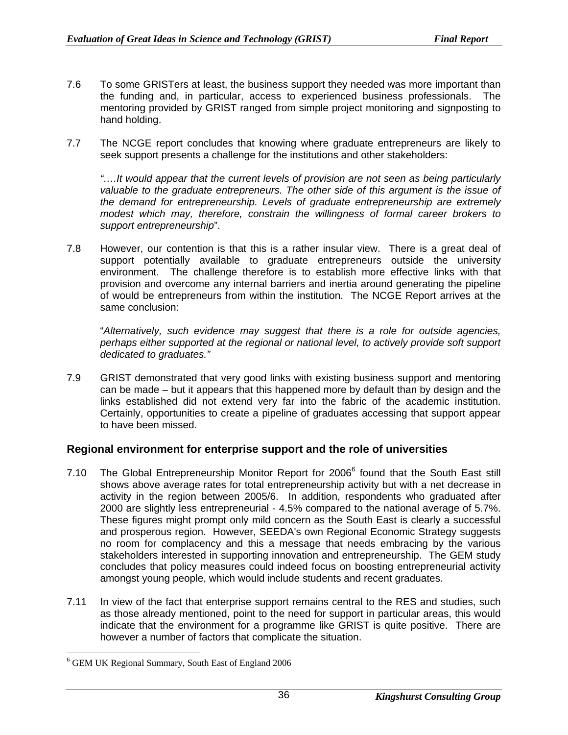7.6 To some GRISTers at least, the business support they needed was more important than the funding and, in particular, access to experienced business professionals. The mentoring provided by GRIST ranged from simple project monitoring and signposting to hand holding.

7.7 The NCGE report concludes that knowing where graduate entrepreneurs are likely to seek support presents a challenge for the institutions and other stakeholders:

> *"….It would appear that the current levels of provision are not seen as being particularly valuable to the graduate entrepreneurs. The other side of this argument is the issue of the demand for entrepreneurship. Levels of graduate entrepreneurship are extremely modest which may, therefore, constrain the willingness of formal career brokers to support entrepreneurship*".

7.8 However, our contention is that this is a rather insular view. There is a great deal of support potentially available to graduate entrepreneurs outside the university environment. The challenge therefore is to establish more effective links with that provision and overcome any internal barriers and inertia around generating the pipeline of would be entrepreneurs from within the institution. The NCGE Report arrives at the same conclusion:

> "*Alternatively, such evidence may suggest that there is a role for outside agencies, perhaps either supported at the regional or national level, to actively provide soft support dedicated to graduates."*

7.9 GRIST demonstrated that very good links with existing business support and mentoring can be made – but it appears that this happened more by default than by design and the links established did not extend very far into the fabric of the academic institution. Certainly, opportunities to create a pipeline of graduates accessing that support appear to have been missed.

## Regional environment for enterprise support and the role of universities

7.10 The Global Entrepreneurship Monitor Report for 2006[6] found that the South East still shows above average rates for total entrepreneurship activity but with a net decrease in activity in the region between 2005/6. In addition, respondents who graduated after 2000 are slightly less entrepreneurial - 4.5% compared to the national average of 5.7%. These figures might prompt only mild concern as the South East is clearly a successful and prosperous region. However, SEEDA's own Regional Economic Strategy suggests no room for complacency and this a message that needs embracing by the various stakeholders interested in supporting innovation and entrepreneurship. The GEM study concludes that policy measures could indeed focus on boosting entrepreneurial activity amongst young people, which would include students and recent graduates.

7.11 In view of the fact that enterprise support remains central to the RES and studies, such as those already mentioned, point to the need for support in particular areas, this would indicate that the environment for a programme like GRIST is quite positive. There are however a number of factors that complicate the situation.

---

[6] GEM UK Regional Summary, South East of England 2006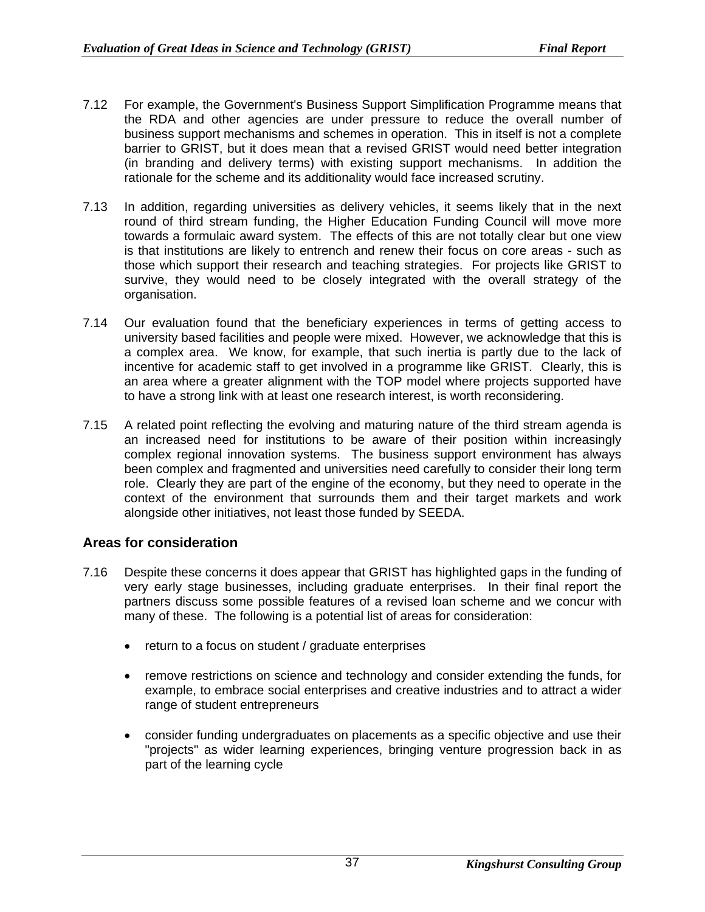7.12 For example, the Government's Business Support Simplification Programme means that the RDA and other agencies are under pressure to reduce the overall number of business support mechanisms and schemes in operation. This in itself is not a complete barrier to GRIST, but it does mean that a revised GRIST would need better integration (in branding and delivery terms) with existing support mechanisms. In addition the rationale for the scheme and its additionality would face increased scrutiny.

7.13 In addition, regarding universities as delivery vehicles, it seems likely that in the next round of third stream funding, the Higher Education Funding Council will move more towards a formulaic award system. The effects of this are not totally clear but one view is that institutions are likely to entrench and renew their focus on core areas - such as those which support their research and teaching strategies. For projects like GRIST to survive, they would need to be closely integrated with the overall strategy of the organisation.

7.14 Our evaluation found that the beneficiary experiences in terms of getting access to university based facilities and people were mixed. However, we acknowledge that this is a complex area. We know, for example, that such inertia is partly due to the lack of incentive for academic staff to get involved in a programme like GRIST. Clearly, this is an area where a greater alignment with the TOP model where projects supported have to have a strong link with at least one research interest, is worth reconsidering.

7.15 A related point reflecting the evolving and maturing nature of the third stream agenda is an increased need for institutions to be aware of their position within increasingly complex regional innovation systems. The business support environment has always been complex and fragmented and universities need carefully to consider their long term role. Clearly they are part of the engine of the economy, but they need to operate in the context of the environment that surrounds them and their target markets and work alongside other initiatives, not least those funded by SEEDA.

## Areas for consideration

7.16 Despite these concerns it does appear that GRIST has highlighted gaps in the funding of very early stage businesses, including graduate enterprises. In their final report the partners discuss some possible features of a revised loan scheme and we concur with many of these. The following is a potential list of areas for consideration:

- return to a focus on student / graduate enterprises
- remove restrictions on science and technology and consider extending the funds, for example, to embrace social enterprises and creative industries and to attract a wider range of student entrepreneurs
- consider funding undergraduates on placements as a specific objective and use their "projects" as wider learning experiences, bringing venture progression back in as part of the learning cycle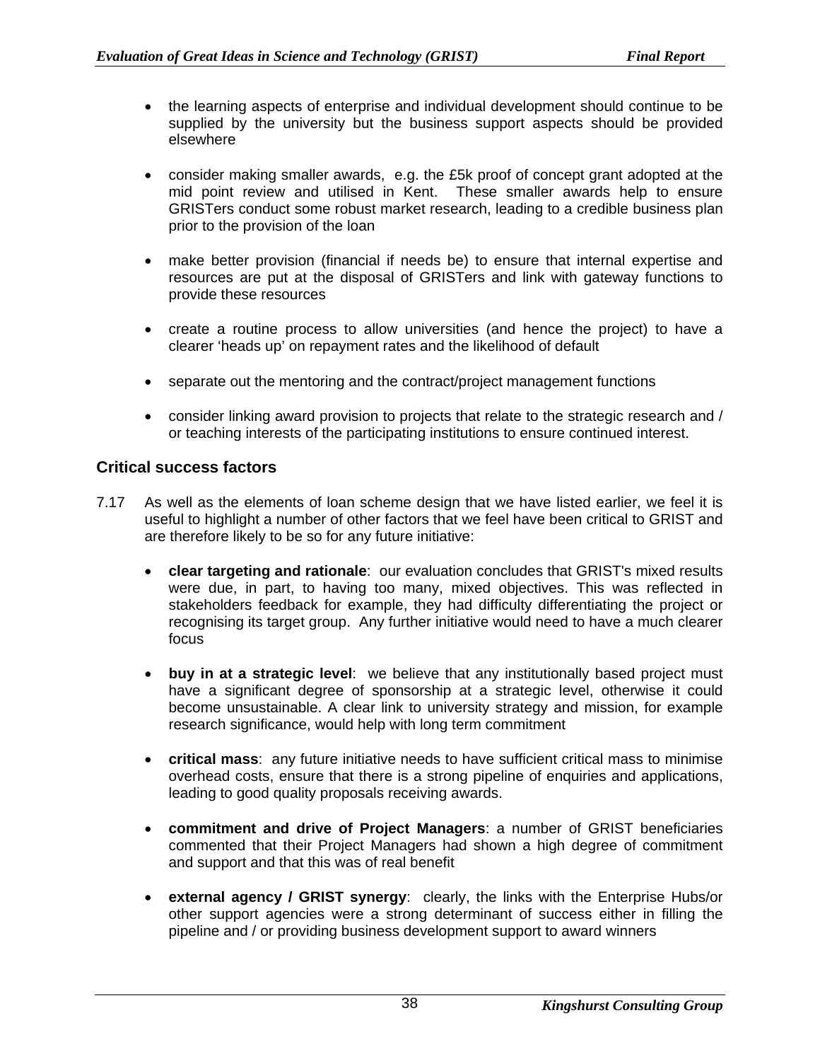- the learning aspects of enterprise and individual development should continue to be supplied by the university but the business support aspects should be provided elsewhere

- consider making smaller awards, e.g. the £5k proof of concept grant adopted at the mid point review and utilised in Kent. These smaller awards help to ensure GRISTers conduct some robust market research, leading to a credible business plan prior to the provision of the loan

- make better provision (financial if needs be) to ensure that internal expertise and resources are put at the disposal of GRISTers and link with gateway functions to provide these resources

- create a routine process to allow universities (and hence the project) to have a clearer 'heads up' on repayment rates and the likelihood of default

- separate out the mentoring and the contract/project management functions

- consider linking award provision to projects that relate to the strategic research and / or teaching interests of the participating institutions to ensure continued interest.

## Critical success factors

7.17 As well as the elements of loan scheme design that we have listed earlier, we feel it is useful to highlight a number of other factors that we feel have been critical to GRIST and are therefore likely to be so for any future initiative:

- **clear targeting and rationale**: our evaluation concludes that GRIST's mixed results were due, in part, to having too many, mixed objectives. This was reflected in stakeholders feedback for example, they had difficulty differentiating the project or recognising its target group. Any further initiative would need to have a much clearer focus

- **buy in at a strategic level**: we believe that any institutionally based project must have a significant degree of sponsorship at a strategic level, otherwise it could become unsustainable. A clear link to university strategy and mission, for example research significance, would help with long term commitment

- **critical mass**: any future initiative needs to have sufficient critical mass to minimise overhead costs, ensure that there is a strong pipeline of enquiries and applications, leading to good quality proposals receiving awards.

- **commitment and drive of Project Managers**: a number of GRIST beneficiaries commented that their Project Managers had shown a high degree of commitment and support and that this was of real benefit

- **external agency / GRIST synergy**: clearly, the links with the Enterprise Hubs/or other support agencies were a strong determinant of success either in filling the pipeline and / or providing business development support to award winners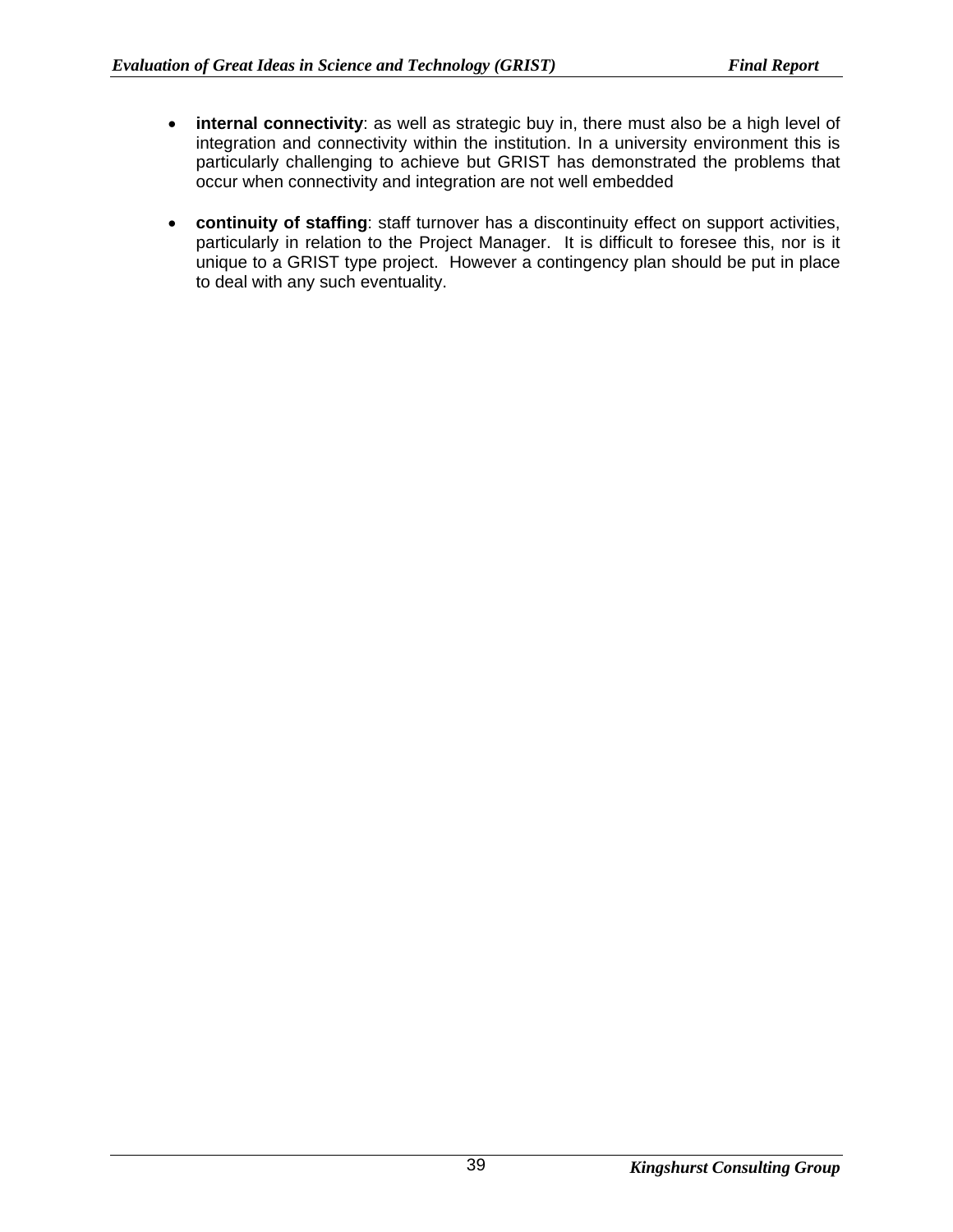- **internal connectivity**: as well as strategic buy in, there must also be a high level of integration and connectivity within the institution. In a university environment this is particularly challenging to achieve but GRIST has demonstrated the problems that occur when connectivity and integration are not well embedded

- **continuity of staffing**: staff turnover has a discontinuity effect on support activities, particularly in relation to the Project Manager. It is difficult to foresee this, nor is it unique to a GRIST type project. However a contingency plan should be put in place to deal with any such eventuality.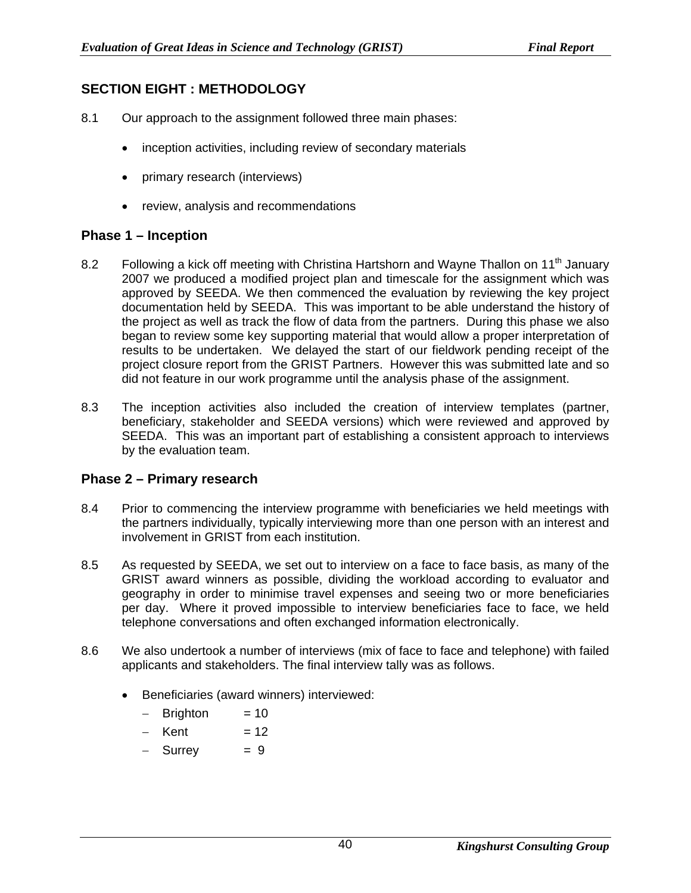## SECTION EIGHT : METHODOLOGY

8.1 Our approach to the assignment followed three main phases:

- inception activities, including review of secondary materials
- primary research (interviews)
- review, analysis and recommendations

### Phase 1 – Inception

8.2 Following a kick off meeting with Christina Hartshorn and Wayne Thallon on 11th January 2007 we produced a modified project plan and timescale for the assignment which was approved by SEEDA. We then commenced the evaluation by reviewing the key project documentation held by SEEDA. This was important to be able understand the history of the project as well as track the flow of data from the partners. During this phase we also began to review some key supporting material that would allow a proper interpretation of results to be undertaken. We delayed the start of our fieldwork pending receipt of the project closure report from the GRIST Partners. However this was submitted late and so did not feature in our work programme until the analysis phase of the assignment.

8.3 The inception activities also included the creation of interview templates (partner, beneficiary, stakeholder and SEEDA versions) which were reviewed and approved by SEEDA. This was an important part of establishing a consistent approach to interviews by the evaluation team.

### Phase 2 – Primary research

8.4 Prior to commencing the interview programme with beneficiaries we held meetings with the partners individually, typically interviewing more than one person with an interest and involvement in GRIST from each institution.

8.5 As requested by SEEDA, we set out to interview on a face to face basis, as many of the GRIST award winners as possible, dividing the workload according to evaluator and geography in order to minimise travel expenses and seeing two or more beneficiaries per day. Where it proved impossible to interview beneficiaries face to face, we held telephone conversations and often exchanged information electronically.

8.6 We also undertook a number of interviews (mix of face to face and telephone) with failed applicants and stakeholders. The final interview tally was as follows.

- Beneficiaries (award winners) interviewed:
  - Brighton = 10
  - Kent = 12
  - Surrey = 9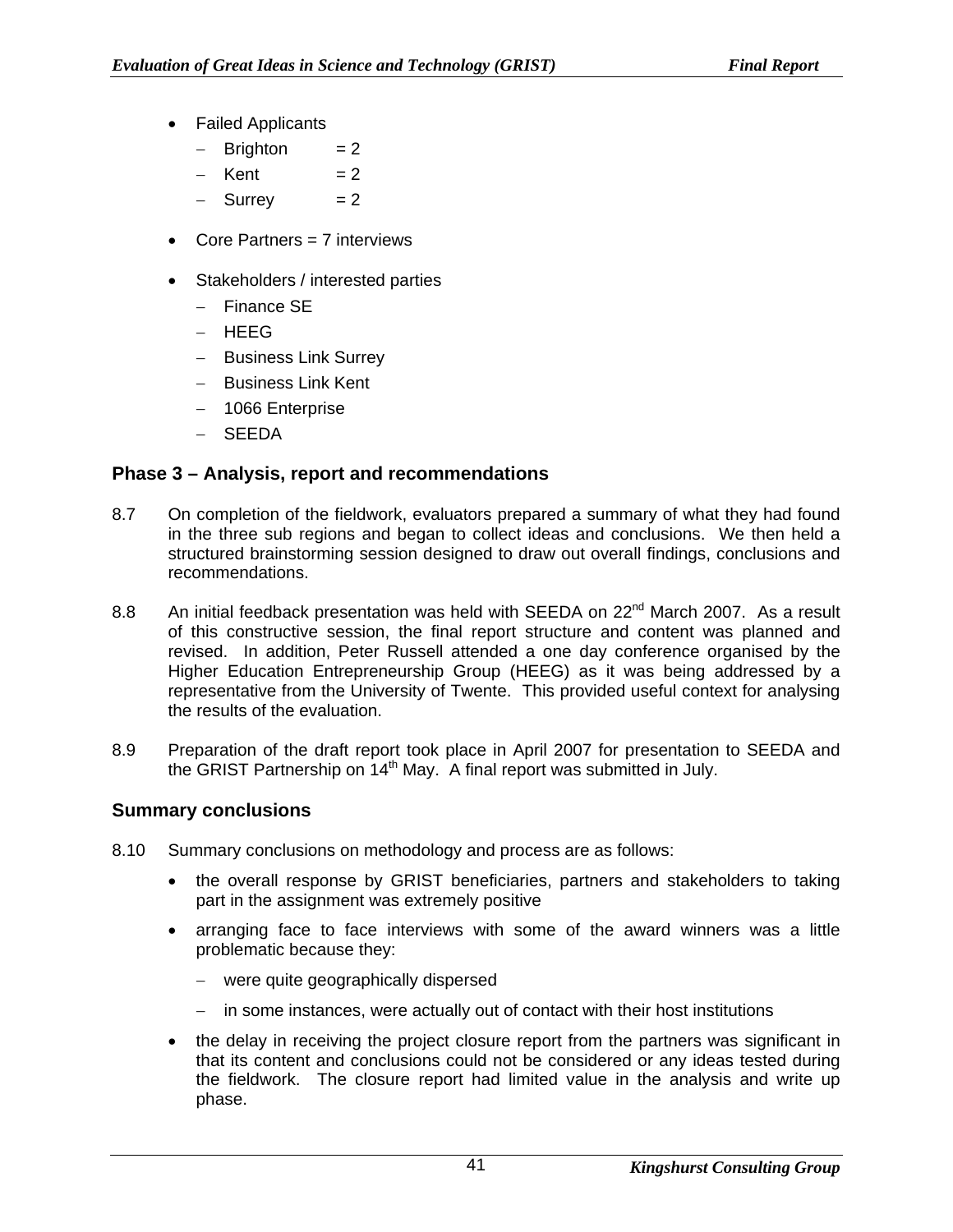- Failed Applicants
  - Brighton = 2
  - Kent = 2
  - Surrey = 2

- Core Partners = 7 interviews

- Stakeholders / interested parties
  - Finance SE
  - HEEG
  - Business Link Surrey
  - Business Link Kent
  - 1066 Enterprise
  - SEEDA

### Phase 3 – Analysis, report and recommendations

8.7 On completion of the fieldwork, evaluators prepared a summary of what they had found in the three sub regions and began to collect ideas and conclusions. We then held a structured brainstorming session designed to draw out overall findings, conclusions and recommendations.

8.8 An initial feedback presentation was held with SEEDA on 22nd March 2007. As a result of this constructive session, the final report structure and content was planned and revised. In addition, Peter Russell attended a one day conference organised by the Higher Education Entrepreneurship Group (HEEG) as it was being addressed by a representative from the University of Twente. This provided useful context for analysing the results of the evaluation.

8.9 Preparation of the draft report took place in April 2007 for presentation to SEEDA and the GRIST Partnership on 14th May. A final report was submitted in July.

### Summary conclusions

8.10 Summary conclusions on methodology and process are as follows:

- the overall response by GRIST beneficiaries, partners and stakeholders to taking part in the assignment was extremely positive
- arranging face to face interviews with some of the award winners was a little problematic because they:
  - were quite geographically dispersed
  - in some instances, were actually out of contact with their host institutions
- the delay in receiving the project closure report from the partners was significant in that its content and conclusions could not be considered or any ideas tested during the fieldwork. The closure report had limited value in the analysis and write up phase.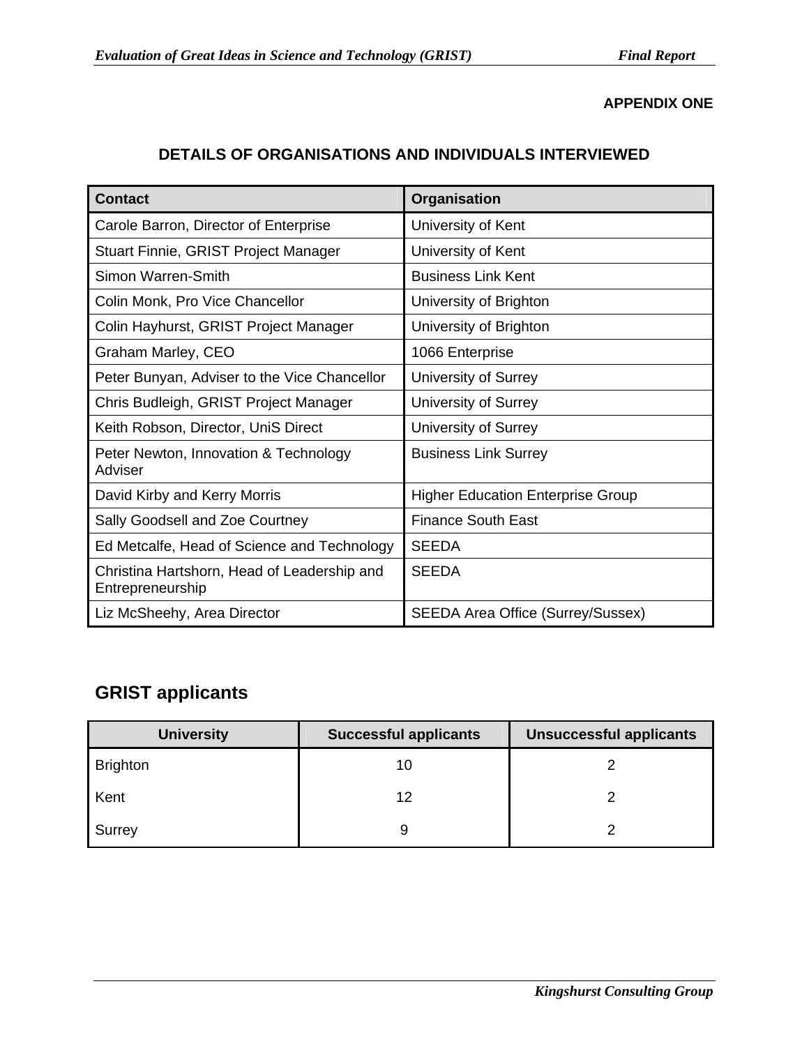**APPENDIX ONE**

## DETAILS OF ORGANISATIONS AND INDIVIDUALS INTERVIEWED

| Contact | Organisation |
|---|---|
| Carole Barron, Director of Enterprise | University of Kent |
| Stuart Finnie, GRIST Project Manager | University of Kent |
| Simon Warren-Smith | Business Link Kent |
| Colin Monk, Pro Vice Chancellor | University of Brighton |
| Colin Hayhurst, GRIST Project Manager | University of Brighton |
| Graham Marley, CEO | 1066 Enterprise |
| Peter Bunyan, Adviser to the Vice Chancellor | University of Surrey |
| Chris Budleigh, GRIST Project Manager | University of Surrey |
| Keith Robson, Director, UniS Direct | University of Surrey |
| Peter Newton, Innovation & Technology Adviser | Business Link Surrey |
| David Kirby and Kerry Morris | Higher Education Enterprise Group |
| Sally Goodsell and Zoe Courtney | Finance South East |
| Ed Metcalfe, Head of Science and Technology | SEEDA |
| Christina Hartshorn, Head of Leadership and Entrepreneurship | SEEDA |
| Liz McSheehy, Area Director | SEEDA Area Office (Surrey/Sussex) |

## GRIST applicants

| University | Successful applicants | Unsuccessful applicants |
|---|---|---|
| Brighton | 10 | 2 |
| Kent | 12 | 2 |
| Surrey | 9 | 2 |